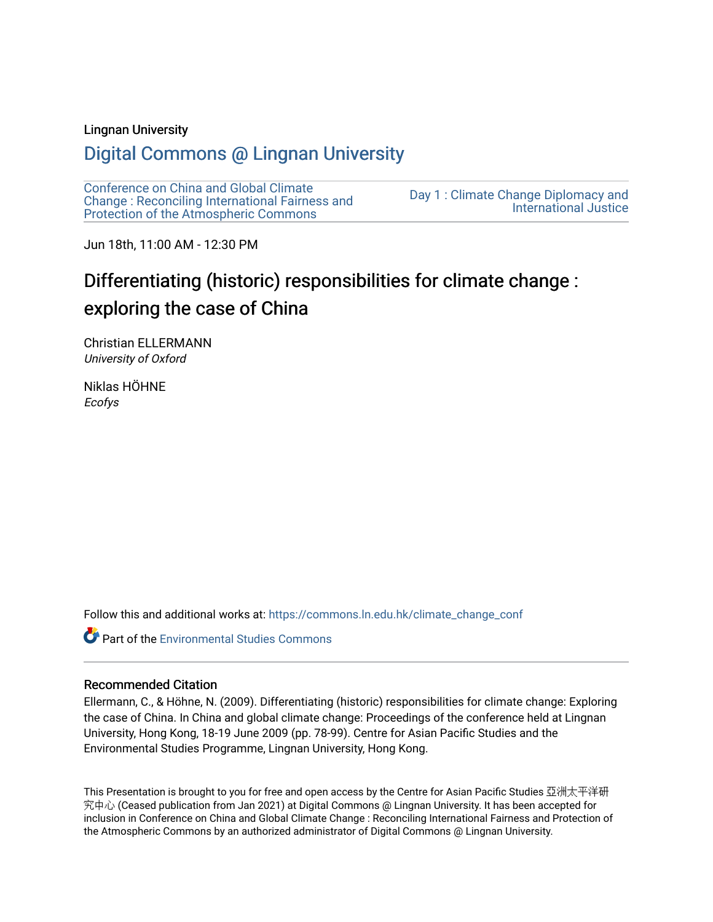Lingnan University

# Digital Commons @ Lingnan University

Conference on China and Global Climate Change : Reconciling International Fairness and Protection of the Atmospheric Commons

Day 1 : Climate Change Diplomacy and International Justice

Jun 18th, 11:00 AM - 12:30 PM

## Differentiating (historic) responsibilities for climate change : exploring the case of China

Christian ELLERMANN
*University of Oxford*

Niklas HÖHNE
*Ecofys*

Follow this and additional works at: https://commons.ln.edu.hk/climate_change_conf

Part of the Environmental Studies Commons

### Recommended Citation

Ellermann, C., & Höhne, N. (2009). Differentiating (historic) responsibilities for climate change: Exploring the case of China. In China and global climate change: Proceedings of the conference held at Lingnan University, Hong Kong, 18-19 June 2009 (pp. 78-99). Centre for Asian Pacific Studies and the Environmental Studies Programme, Lingnan University, Hong Kong.

This Presentation is brought to you for free and open access by the Centre for Asian Pacific Studies 亞洲太平洋研究中心 (Ceased publication from Jan 2021) at Digital Commons @ Lingnan University. It has been accepted for inclusion in Conference on China and Global Climate Change : Reconciling International Fairness and Protection of the Atmospheric Commons by an authorized administrator of Digital Commons @ Lingnan University.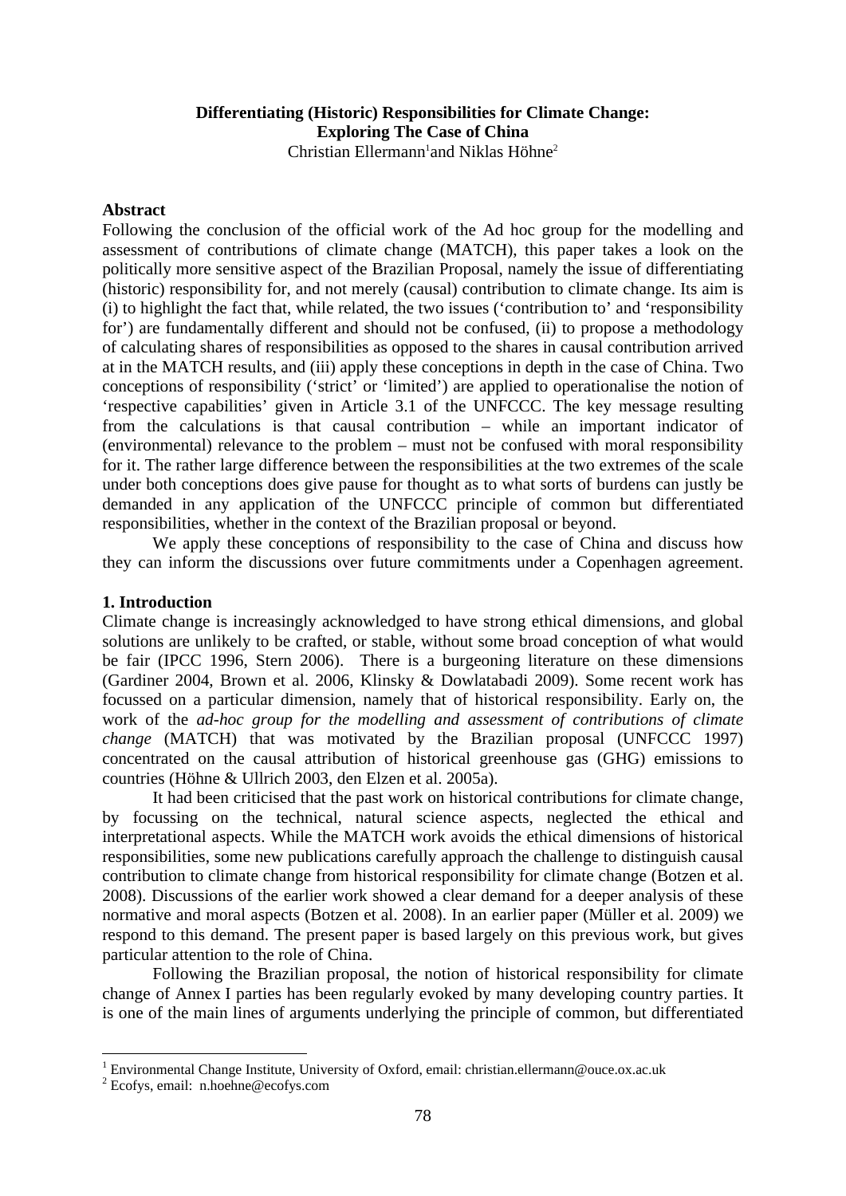**Differentiating (Historic) Responsibilities for Climate Change: Exploring The Case of China**

Christian Ellermann[1] and Niklas Höhne[2]

### Abstract

Following the conclusion of the official work of the Ad hoc group for the modelling and assessment of contributions of climate change (MATCH), this paper takes a look on the politically more sensitive aspect of the Brazilian Proposal, namely the issue of differentiating (historic) responsibility for, and not merely (causal) contribution to climate change. Its aim is (i) to highlight the fact that, while related, the two issues ('contribution to' and 'responsibility for') are fundamentally different and should not be confused, (ii) to propose a methodology of calculating shares of responsibilities as opposed to the shares in causal contribution arrived at in the MATCH results, and (iii) apply these conceptions in depth in the case of China. Two conceptions of responsibility ('strict' or 'limited') are applied to operationalise the notion of 'respective capabilities' given in Article 3.1 of the UNFCCC. The key message resulting from the calculations is that causal contribution – while an important indicator of (environmental) relevance to the problem – must not be confused with moral responsibility for it. The rather large difference between the responsibilities at the two extremes of the scale under both conceptions does give pause for thought as to what sorts of burdens can justly be demanded in any application of the UNFCCC principle of common but differentiated responsibilities, whether in the context of the Brazilian proposal or beyond.

We apply these conceptions of responsibility to the case of China and discuss how they can inform the discussions over future commitments under a Copenhagen agreement.

### 1. Introduction

Climate change is increasingly acknowledged to have strong ethical dimensions, and global solutions are unlikely to be crafted, or stable, without some broad conception of what would be fair (IPCC 1996, Stern 2006). There is a burgeoning literature on these dimensions (Gardiner 2004, Brown et al. 2006, Klinsky & Dowlatabadi 2009). Some recent work has focussed on a particular dimension, namely that of historical responsibility. Early on, the work of the *ad-hoc group for the modelling and assessment of contributions of climate change* (MATCH) that was motivated by the Brazilian proposal (UNFCCC 1997) concentrated on the causal attribution of historical greenhouse gas (GHG) emissions to countries (Höhne & Ullrich 2003, den Elzen et al. 2005a).

It had been criticised that the past work on historical contributions for climate change, by focussing on the technical, natural science aspects, neglected the ethical and interpretational aspects. While the MATCH work avoids the ethical dimensions of historical responsibilities, some new publications carefully approach the challenge to distinguish causal contribution to climate change from historical responsibility for climate change (Botzen et al. 2008). Discussions of the earlier work showed a clear demand for a deeper analysis of these normative and moral aspects (Botzen et al. 2008). In an earlier paper (Müller et al. 2009) we respond to this demand. The present paper is based largely on this previous work, but gives particular attention to the role of China.

Following the Brazilian proposal, the notion of historical responsibility for climate change of Annex I parties has been regularly evoked by many developing country parties. It is one of the main lines of arguments underlying the principle of common, but differentiated

[1] Environmental Change Institute, University of Oxford, email: christian.ellermann@ouce.ox.ac.uk

[2] Ecofys, email: n.hoehne@ecofys.com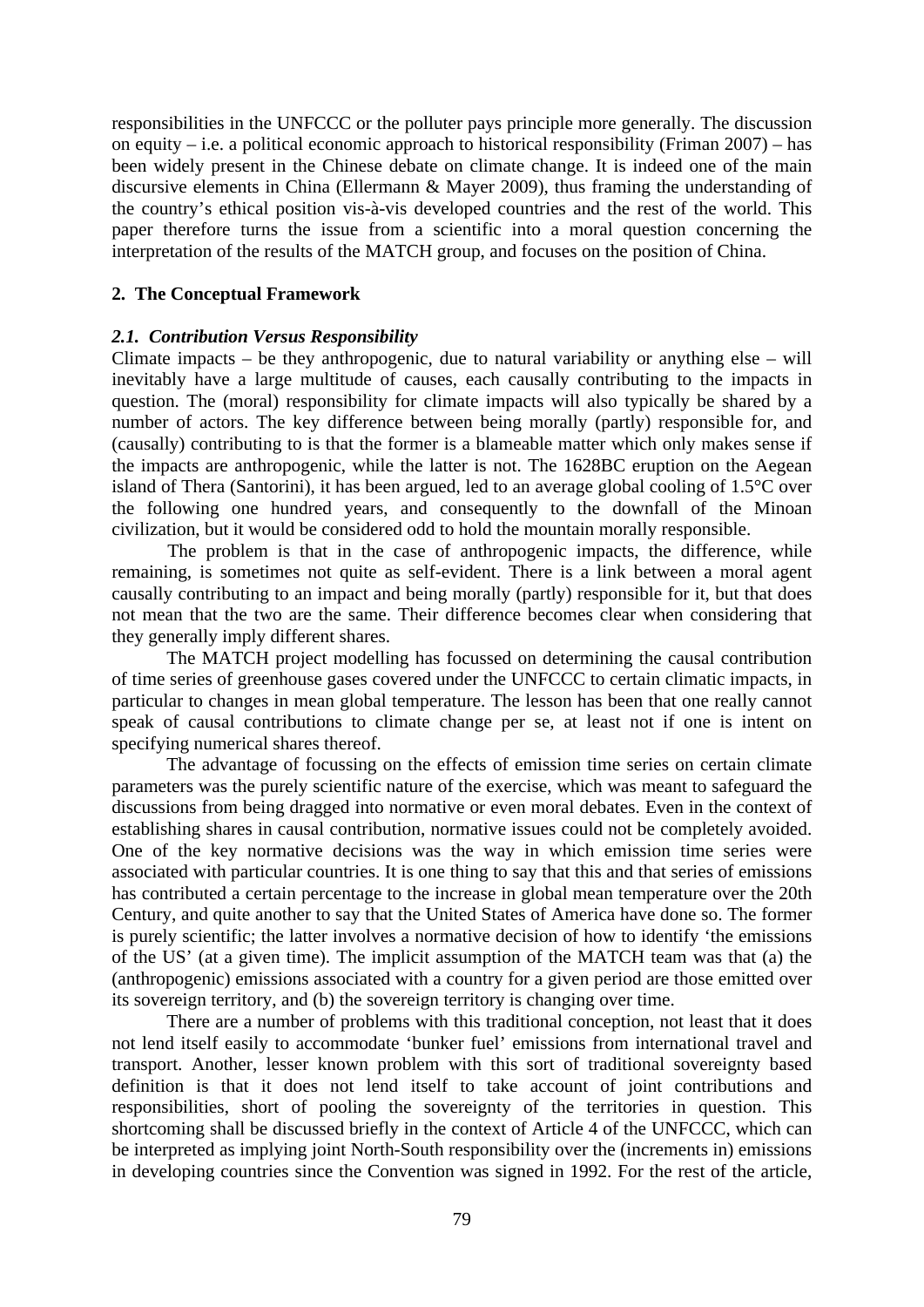responsibilities in the UNFCCC or the polluter pays principle more generally. The discussion on equity – i.e. a political economic approach to historical responsibility (Friman 2007) – has been widely present in the Chinese debate on climate change. It is indeed one of the main discursive elements in China (Ellermann & Mayer 2009), thus framing the understanding of the country's ethical position vis-à-vis developed countries and the rest of the world. This paper therefore turns the issue from a scientific into a moral question concerning the interpretation of the results of the MATCH group, and focuses on the position of China.

## 2. The Conceptual Framework

### *2.1. Contribution Versus Responsibility*

Climate impacts – be they anthropogenic, due to natural variability or anything else – will inevitably have a large multitude of causes, each causally contributing to the impacts in question. The (moral) responsibility for climate impacts will also typically be shared by a number of actors. The key difference between being morally (partly) responsible for, and (causally) contributing to is that the former is a blameable matter which only makes sense if the impacts are anthropogenic, while the latter is not. The 1628BC eruption on the Aegean island of Thera (Santorini), it has been argued, led to an average global cooling of 1.5°C over the following one hundred years, and consequently to the downfall of the Minoan civilization, but it would be considered odd to hold the mountain morally responsible.

The problem is that in the case of anthropogenic impacts, the difference, while remaining, is sometimes not quite as self-evident. There is a link between a moral agent causally contributing to an impact and being morally (partly) responsible for it, but that does not mean that the two are the same. Their difference becomes clear when considering that they generally imply different shares.

The MATCH project modelling has focussed on determining the causal contribution of time series of greenhouse gases covered under the UNFCCC to certain climatic impacts, in particular to changes in mean global temperature. The lesson has been that one really cannot speak of causal contributions to climate change per se, at least not if one is intent on specifying numerical shares thereof.

The advantage of focussing on the effects of emission time series on certain climate parameters was the purely scientific nature of the exercise, which was meant to safeguard the discussions from being dragged into normative or even moral debates. Even in the context of establishing shares in causal contribution, normative issues could not be completely avoided. One of the key normative decisions was the way in which emission time series were associated with particular countries. It is one thing to say that this and that series of emissions has contributed a certain percentage to the increase in global mean temperature over the 20th Century, and quite another to say that the United States of America have done so. The former is purely scientific; the latter involves a normative decision of how to identify 'the emissions of the US' (at a given time). The implicit assumption of the MATCH team was that (a) the (anthropogenic) emissions associated with a country for a given period are those emitted over its sovereign territory, and (b) the sovereign territory is changing over time.

There are a number of problems with this traditional conception, not least that it does not lend itself easily to accommodate 'bunker fuel' emissions from international travel and transport. Another, lesser known problem with this sort of traditional sovereignty based definition is that it does not lend itself to take account of joint contributions and responsibilities, short of pooling the sovereignty of the territories in question. This shortcoming shall be discussed briefly in the context of Article 4 of the UNFCCC, which can be interpreted as implying joint North-South responsibility over the (increments in) emissions in developing countries since the Convention was signed in 1992. For the rest of the article,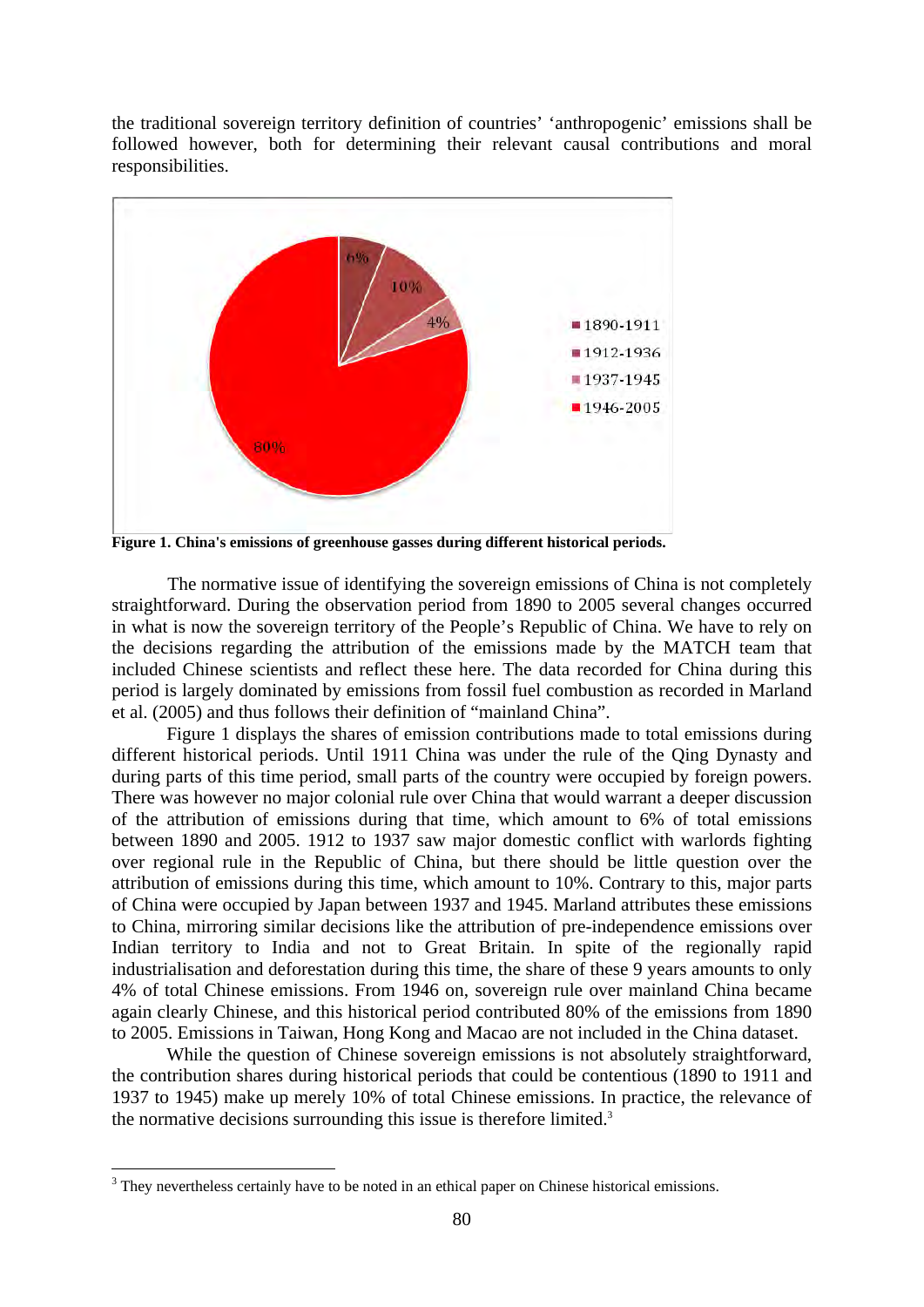the traditional sovereign territory definition of countries' 'anthropogenic' emissions shall be followed however, both for determining their relevant causal contributions and moral responsibilities.

**Figure 1. China's emissions of greenhouse gasses during different historical periods.**

The normative issue of identifying the sovereign emissions of China is not completely straightforward. During the observation period from 1890 to 2005 several changes occurred in what is now the sovereign territory of the People's Republic of China. We have to rely on the decisions regarding the attribution of the emissions made by the MATCH team that included Chinese scientists and reflect these here. The data recorded for China during this period is largely dominated by emissions from fossil fuel combustion as recorded in Marland et al. (2005) and thus follows their definition of "mainland China".

Figure 1 displays the shares of emission contributions made to total emissions during different historical periods. Until 1911 China was under the rule of the Qing Dynasty and during parts of this time period, small parts of the country were occupied by foreign powers. There was however no major colonial rule over China that would warrant a deeper discussion of the attribution of emissions during that time, which amount to 6% of total emissions between 1890 and 2005. 1912 to 1937 saw major domestic conflict with warlords fighting over regional rule in the Republic of China, but there should be little question over the attribution of emissions during this time, which amount to 10%. Contrary to this, major parts of China were occupied by Japan between 1937 and 1945. Marland attributes these emissions to China, mirroring similar decisions like the attribution of pre-independence emissions over Indian territory to India and not to Great Britain. In spite of the regionally rapid industrialisation and deforestation during this time, the share of these 9 years amounts to only 4% of total Chinese emissions. From 1946 on, sovereign rule over mainland China became again clearly Chinese, and this historical period contributed 80% of the emissions from 1890 to 2005. Emissions in Taiwan, Hong Kong and Macao are not included in the China dataset.

While the question of Chinese sovereign emissions is not absolutely straightforward, the contribution shares during historical periods that could be contentious (1890 to 1911 and 1937 to 1945) make up merely 10% of total Chinese emissions. In practice, the relevance of the normative decisions surrounding this issue is therefore limited.[3]

[3] They nevertheless certainly have to be noted in an ethical paper on Chinese historical emissions.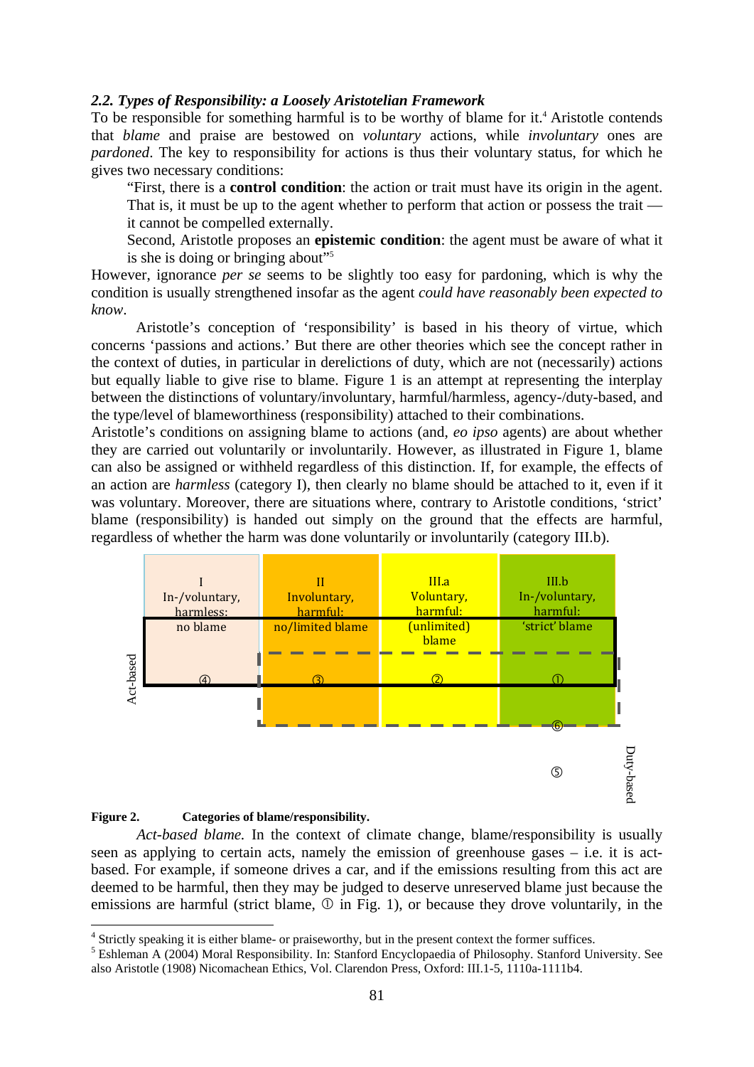### 2.2. Types of Responsibility: a Loosely Aristotelian Framework

To be responsible for something harmful is to be worthy of blame for it.[4] Aristotle contends that *blame* and praise are bestowed on *voluntary* actions, while *involuntary* ones are *pardoned*. The key to responsibility for actions is thus their voluntary status, for which he gives two necessary conditions:

> "First, there is a **control condition**: the action or trait must have its origin in the agent. That is, it must be up to the agent whether to perform that action or possess the trait — it cannot be compelled externally.
>
> Second, Aristotle proposes an **epistemic condition**: the agent must be aware of what it is she is doing or bringing about"[5]

However, ignorance *per se* seems to be slightly too easy for pardoning, which is why the condition is usually strengthened insofar as the agent *could have reasonably been expected to know*.

Aristotle's conception of 'responsibility' is based in his theory of virtue, which concerns 'passions and actions.' But there are other theories which see the concept rather in the context of duties, in particular in derelictions of duty, which are not (necessarily) actions but equally liable to give rise to blame. Figure 1 is an attempt at representing the interplay between the distinctions of voluntary/involuntary, harmful/harmless, agency-/duty-based, and the type/level of blameworthiness (responsibility) attached to their combinations.

Aristotle's conditions on assigning blame to actions (and, *eo ipso* agents) are about whether they are carried out voluntarily or involuntarily. However, as illustrated in Figure 1, blame can also be assigned or withheld regardless of this distinction. If, for example, the effects of an action are *harmless* (category I), then clearly no blame should be attached to it, even if it was voluntary. Moreover, there are situations where, contrary to Aristotle conditions, 'strict' blame (responsibility) is handed out simply on the ground that the effects are harmful, regardless of whether the harm was done voluntarily or involuntarily (category III.b).

| I<br>In-/voluntary, harmless:<br>no blame | II<br>Involuntary, harmful:<br>no/limited blame | III.a<br>Voluntary, harmful:<br>(unlimited) blame | III.b<br>In-/voluntary, harmful:<br>'strict' blame |
|---|---|---|---|
| ④ | ③ | ② | ① |

Act-based: ④ ③ ② ①; Duty-based: ③ ② ① ⑥ ⑤

**Figure 2.** **Categories of blame/responsibility.**

*Act-based blame.* In the context of climate change, blame/responsibility is usually seen as applying to certain acts, namely the emission of greenhouse gases – i.e. it is act-based. For example, if someone drives a car, and if the emissions resulting from this act are deemed to be harmful, then they may be judged to deserve unreserved blame just because the emissions are harmful (strict blame, ① in Fig. 1), or because they drove voluntarily, in the

[4] Strictly speaking it is either blame- or praiseworthy, but in the present context the former suffices.

[5] Eshleman A (2004) Moral Responsibility. In: Stanford Encyclopaedia of Philosophy. Stanford University. See also Aristotle (1908) Nicomachean Ethics, Vol. Clarendon Press, Oxford: III.1-5, 1110a-1111b4.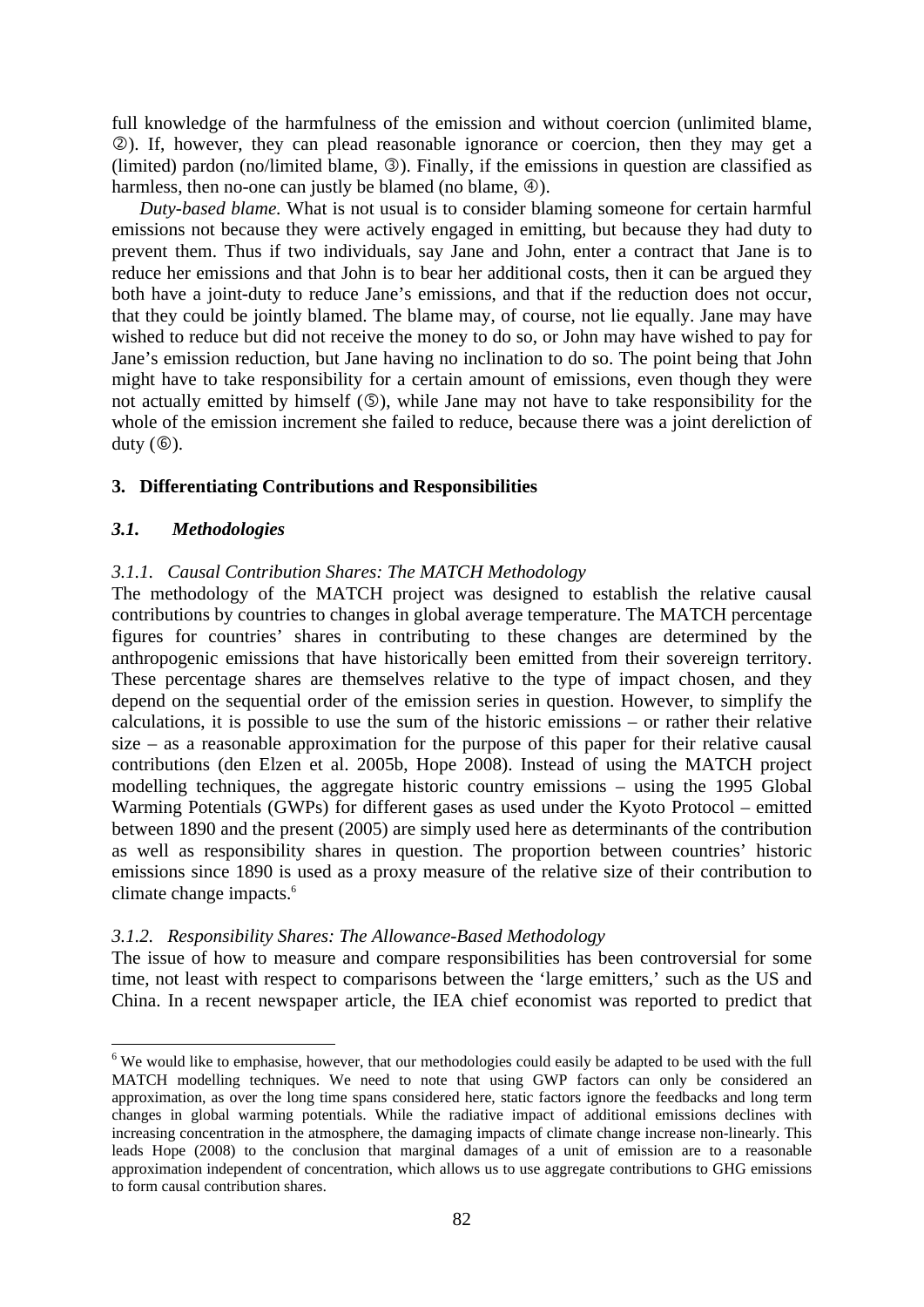full knowledge of the harmfulness of the emission and without coercion (unlimited blame, ②). If, however, they can plead reasonable ignorance or coercion, then they may get a (limited) pardon (no/limited blame, ③). Finally, if the emissions in question are classified as harmless, then no-one can justly be blamed (no blame, ④).

*Duty-based blame.* What is not usual is to consider blaming someone for certain harmful emissions not because they were actively engaged in emitting, but because they had duty to prevent them. Thus if two individuals, say Jane and John, enter a contract that Jane is to reduce her emissions and that John is to bear her additional costs, then it can be argued they both have a joint-duty to reduce Jane's emissions, and that if the reduction does not occur, that they could be jointly blamed. The blame may, of course, not lie equally. Jane may have wished to reduce but did not receive the money to do so, or John may have wished to pay for Jane's emission reduction, but Jane having no inclination to do so. The point being that John might have to take responsibility for a certain amount of emissions, even though they were not actually emitted by himself (⑤), while Jane may not have to take responsibility for the whole of the emission increment she failed to reduce, because there was a joint dereliction of duty (⑥).

## 3. Differentiating Contributions and Responsibilities

### *3.1. Methodologies*

#### *3.1.1. Causal Contribution Shares: The MATCH Methodology*

The methodology of the MATCH project was designed to establish the relative causal contributions by countries to changes in global average temperature. The MATCH percentage figures for countries' shares in contributing to these changes are determined by the anthropogenic emissions that have historically been emitted from their sovereign territory. These percentage shares are themselves relative to the type of impact chosen, and they depend on the sequential order of the emission series in question. However, to simplify the calculations, it is possible to use the sum of the historic emissions – or rather their relative size – as a reasonable approximation for the purpose of this paper for their relative causal contributions (den Elzen et al. 2005b, Hope 2008). Instead of using the MATCH project modelling techniques, the aggregate historic country emissions – using the 1995 Global Warming Potentials (GWPs) for different gases as used under the Kyoto Protocol – emitted between 1890 and the present (2005) are simply used here as determinants of the contribution as well as responsibility shares in question. The proportion between countries' historic emissions since 1890 is used as a proxy measure of the relative size of their contribution to climate change impacts.[6]

#### *3.1.2. Responsibility Shares: The Allowance-Based Methodology*

The issue of how to measure and compare responsibilities has been controversial for some time, not least with respect to comparisons between the 'large emitters,' such as the US and China. In a recent newspaper article, the IEA chief economist was reported to predict that

---

[6] We would like to emphasise, however, that our methodologies could easily be adapted to be used with the full MATCH modelling techniques. We need to note that using GWP factors can only be considered an approximation, as over the long time spans considered here, static factors ignore the feedbacks and long term changes in global warming potentials. While the radiative impact of additional emissions declines with increasing concentration in the atmosphere, the damaging impacts of climate change increase non-linearly. This leads Hope (2008) to the conclusion that marginal damages of a unit of emission are to a reasonable approximation independent of concentration, which allows us to use aggregate contributions to GHG emissions to form causal contribution shares.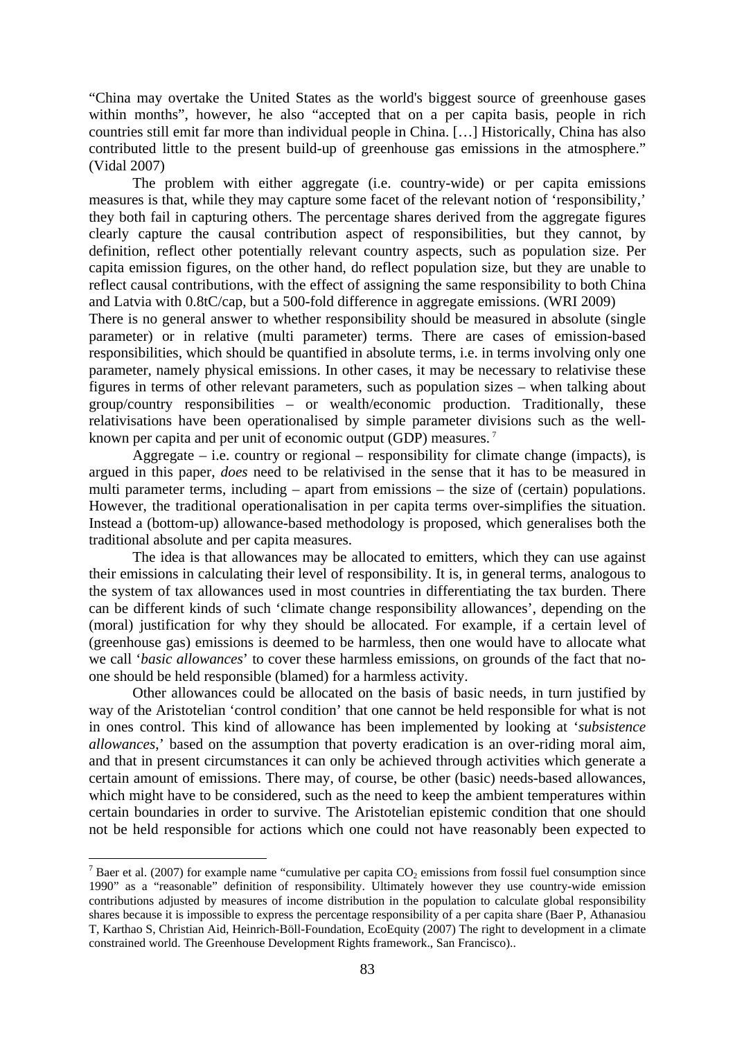"China may overtake the United States as the world's biggest source of greenhouse gases within months", however, he also "accepted that on a per capita basis, people in rich countries still emit far more than individual people in China. […] Historically, China has also contributed little to the present build-up of greenhouse gas emissions in the atmosphere." (Vidal 2007)

The problem with either aggregate (i.e. country-wide) or per capita emissions measures is that, while they may capture some facet of the relevant notion of 'responsibility,' they both fail in capturing others. The percentage shares derived from the aggregate figures clearly capture the causal contribution aspect of responsibilities, but they cannot, by definition, reflect other potentially relevant country aspects, such as population size. Per capita emission figures, on the other hand, do reflect population size, but they are unable to reflect causal contributions, with the effect of assigning the same responsibility to both China and Latvia with 0.8tC/cap, but a 500-fold difference in aggregate emissions. (WRI 2009)

There is no general answer to whether responsibility should be measured in absolute (single parameter) or in relative (multi parameter) terms. There are cases of emission-based responsibilities, which should be quantified in absolute terms, i.e. in terms involving only one parameter, namely physical emissions. In other cases, it may be necessary to relativise these figures in terms of other relevant parameters, such as population sizes – when talking about group/country responsibilities – or wealth/economic production. Traditionally, these relativisations have been operationalised by simple parameter divisions such as the well-known per capita and per unit of economic output (GDP) measures.[7]

Aggregate – i.e. country or regional – responsibility for climate change (impacts), is argued in this paper, *does* need to be relativised in the sense that it has to be measured in multi parameter terms, including – apart from emissions – the size of (certain) populations. However, the traditional operationalisation in per capita terms over-simplifies the situation. Instead a (bottom-up) allowance-based methodology is proposed, which generalises both the traditional absolute and per capita measures.

The idea is that allowances may be allocated to emitters, which they can use against their emissions in calculating their level of responsibility. It is, in general terms, analogous to the system of tax allowances used in most countries in differentiating the tax burden. There can be different kinds of such 'climate change responsibility allowances', depending on the (moral) justification for why they should be allocated. For example, if a certain level of (greenhouse gas) emissions is deemed to be harmless, then one would have to allocate what we call '*basic allowances*' to cover these harmless emissions, on grounds of the fact that no-one should be held responsible (blamed) for a harmless activity.

Other allowances could be allocated on the basis of basic needs, in turn justified by way of the Aristotelian 'control condition' that one cannot be held responsible for what is not in ones control. This kind of allowance has been implemented by looking at '*subsistence allowances*,' based on the assumption that poverty eradication is an over-riding moral aim, and that in present circumstances it can only be achieved through activities which generate a certain amount of emissions. There may, of course, be other (basic) needs-based allowances, which might have to be considered, such as the need to keep the ambient temperatures within certain boundaries in order to survive. The Aristotelian epistemic condition that one should not be held responsible for actions which one could not have reasonably been expected to

---

[7] Baer et al. (2007) for example name "cumulative per capita $CO_2$ emissions from fossil fuel consumption since 1990" as a "reasonable" definition of responsibility. Ultimately however they use country-wide emission contributions adjusted by measures of income distribution in the population to calculate global responsibility shares because it is impossible to express the percentage responsibility of a per capita share (Baer P, Athanasiou T, Karthao S, Christian Aid, Heinrich-Böll-Foundation, EcoEquity (2007) The right to development in a climate constrained world. The Greenhouse Development Rights framework., San Francisco)..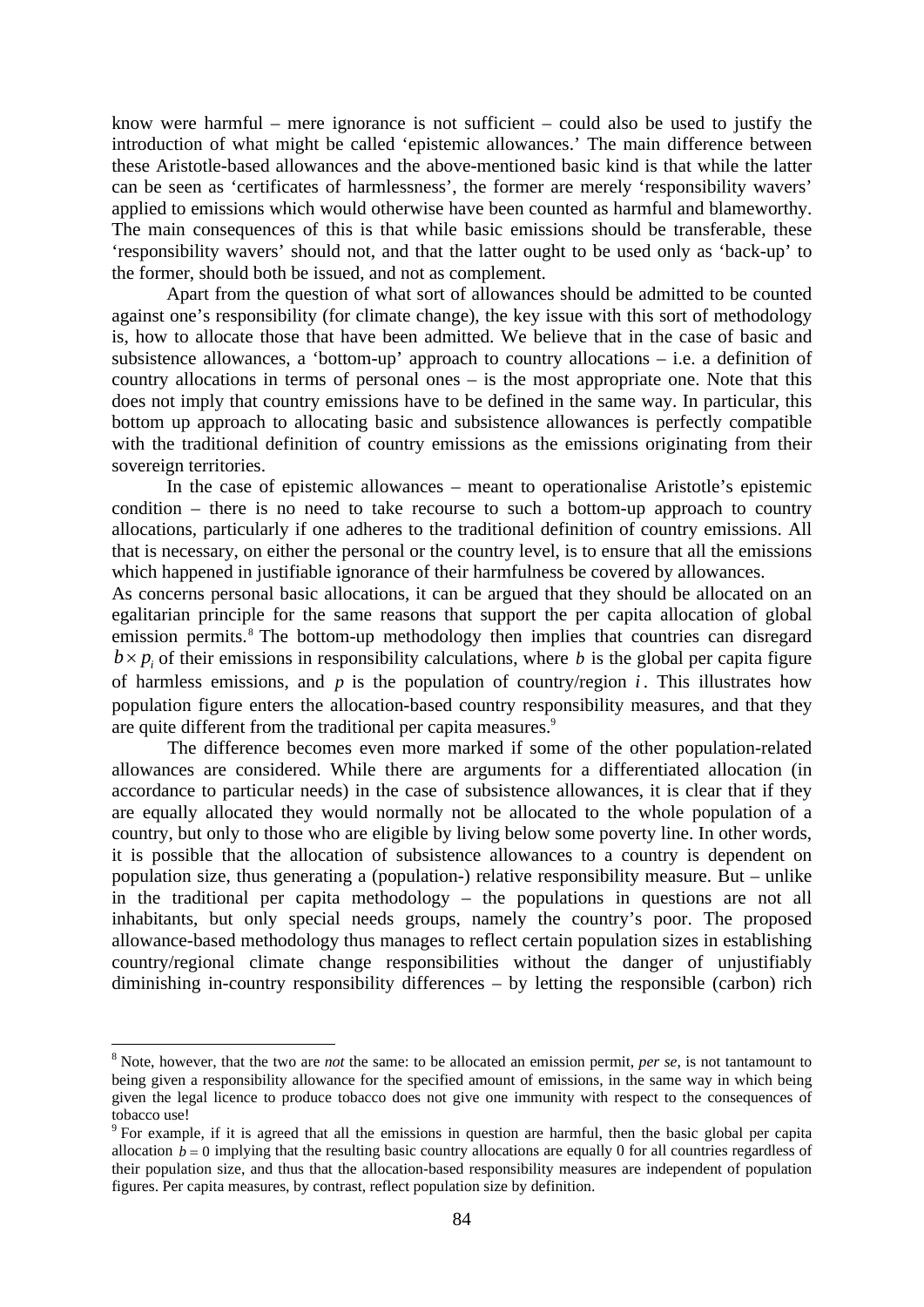know were harmful – mere ignorance is not sufficient – could also be used to justify the introduction of what might be called 'epistemic allowances.' The main difference between these Aristotle-based allowances and the above-mentioned basic kind is that while the latter can be seen as 'certificates of harmlessness', the former are merely 'responsibility wavers' applied to emissions which would otherwise have been counted as harmful and blameworthy. The main consequences of this is that while basic emissions should be transferable, these 'responsibility wavers' should not, and that the latter ought to be used only as 'back-up' to the former, should both be issued, and not as complement.

Apart from the question of what sort of allowances should be admitted to be counted against one's responsibility (for climate change), the key issue with this sort of methodology is, how to allocate those that have been admitted. We believe that in the case of basic and subsistence allowances, a 'bottom-up' approach to country allocations – i.e. a definition of country allocations in terms of personal ones – is the most appropriate one. Note that this does not imply that country emissions have to be defined in the same way. In particular, this bottom up approach to allocating basic and subsistence allowances is perfectly compatible with the traditional definition of country emissions as the emissions originating from their sovereign territories.

In the case of epistemic allowances – meant to operationalise Aristotle's epistemic condition – there is no need to take recourse to such a bottom-up approach to country allocations, particularly if one adheres to the traditional definition of country emissions. All that is necessary, on either the personal or the country level, is to ensure that all the emissions which happened in justifiable ignorance of their harmfulness be covered by allowances.

As concerns personal basic allocations, it can be argued that they should be allocated on an egalitarian principle for the same reasons that support the per capita allocation of global emission permits.[8] The bottom-up methodology then implies that countries can disregard $b \times p_i$ of their emissions in responsibility calculations, where $b$ is the global per capita figure of harmless emissions, and $p$ is the population of country/region $i$. This illustrates how population figure enters the allocation-based country responsibility measures, and that they are quite different from the traditional per capita measures.[9]

The difference becomes even more marked if some of the other population-related allowances are considered. While there are arguments for a differentiated allocation (in accordance to particular needs) in the case of subsistence allowances, it is clear that if they are equally allocated they would normally not be allocated to the whole population of a country, but only to those who are eligible by living below some poverty line. In other words, it is possible that the allocation of subsistence allowances to a country is dependent on population size, thus generating a (population-) relative responsibility measure. But – unlike in the traditional per capita methodology – the populations in questions are not all inhabitants, but only special needs groups, namely the country's poor. The proposed allowance-based methodology thus manages to reflect certain population sizes in establishing country/regional climate change responsibilities without the danger of unjustifiably diminishing in-country responsibility differences – by letting the responsible (carbon) rich

---

[8] Note, however, that the two are *not* the same: to be allocated an emission permit, *per se*, is not tantamount to being given a responsibility allowance for the specified amount of emissions, in the same way in which being given the legal licence to produce tobacco does not give one immunity with respect to the consequences of tobacco use!

[9] For example, if it is agreed that all the emissions in question are harmful, then the basic global per capita allocation $b = 0$ implying that the resulting basic country allocations are equally 0 for all countries regardless of their population size, and thus that the allocation-based responsibility measures are independent of population figures. Per capita measures, by contrast, reflect population size by definition.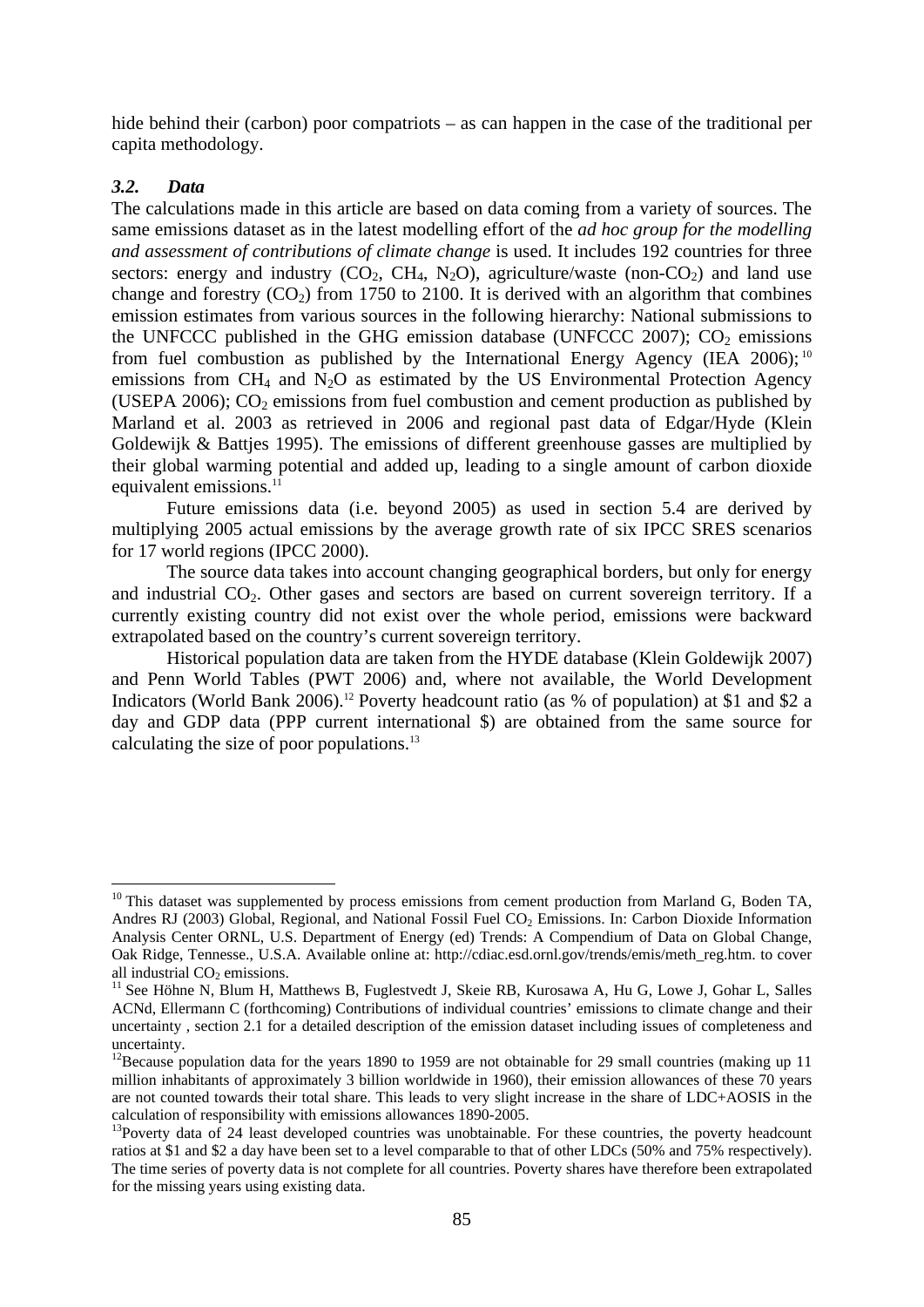hide behind their (carbon) poor compatriots – as can happen in the case of the traditional per capita methodology.

### *3.2. Data*

The calculations made in this article are based on data coming from a variety of sources. The same emissions dataset as in the latest modelling effort of the *ad hoc group for the modelling and assessment of contributions of climate change* is used. It includes 192 countries for three sectors: energy and industry ($CO_2$, $CH_4$, $N_2O$), agriculture/waste (non-$CO_2$) and land use change and forestry ($CO_2$) from 1750 to 2100. It is derived with an algorithm that combines emission estimates from various sources in the following hierarchy: National submissions to the UNFCCC published in the GHG emission database (UNFCCC 2007); $CO_2$ emissions from fuel combustion as published by the International Energy Agency (IEA 2006);[10] emissions from $CH_4$ and $N_2O$ as estimated by the US Environmental Protection Agency (USEPA 2006); $CO_2$ emissions from fuel combustion and cement production as published by Marland et al. 2003 as retrieved in 2006 and regional past data of Edgar/Hyde (Klein Goldewijk & Battjes 1995). The emissions of different greenhouse gasses are multiplied by their global warming potential and added up, leading to a single amount of carbon dioxide equivalent emissions.[11]

Future emissions data (i.e. beyond 2005) as used in section 5.4 are derived by multiplying 2005 actual emissions by the average growth rate of six IPCC SRES scenarios for 17 world regions (IPCC 2000).

The source data takes into account changing geographical borders, but only for energy and industrial $CO_2$. Other gases and sectors are based on current sovereign territory. If a currently existing country did not exist over the whole period, emissions were backward extrapolated based on the country's current sovereign territory.

Historical population data are taken from the HYDE database (Klein Goldewijk 2007) and Penn World Tables (PWT 2006) and, where not available, the World Development Indicators (World Bank 2006).[12] Poverty headcount ratio (as % of population) at \$1 and \$2 a day and GDP data (PPP current international \$) are obtained from the same source for calculating the size of poor populations.[13]

---

[10] This dataset was supplemented by process emissions from cement production from Marland G, Boden TA, Andres RJ (2003) Global, Regional, and National Fossil Fuel $CO_2$ Emissions. In: Carbon Dioxide Information Analysis Center ORNL, U.S. Department of Energy (ed) Trends: A Compendium of Data on Global Change, Oak Ridge, Tennesse., U.S.A. Available online at: http://cdiac.esd.ornl.gov/trends/emis/meth_reg.htm. to cover all industrial $CO_2$ emissions.

[11] See Höhne N, Blum H, Matthews B, Fuglestvedt J, Skeie RB, Kurosawa A, Hu G, Lowe J, Gohar L, Salles ACNd, Ellermann C (forthcoming) Contributions of individual countries' emissions to climate change and their uncertainty , section 2.1 for a detailed description of the emission dataset including issues of completeness and uncertainty.

[12] Because population data for the years 1890 to 1959 are not obtainable for 29 small countries (making up 11 million inhabitants of approximately 3 billion worldwide in 1960), their emission allowances of these 70 years are not counted towards their total share. This leads to very slight increase in the share of LDC+AOSIS in the calculation of responsibility with emissions allowances 1890-2005.

[13] Poverty data of 24 least developed countries was unobtainable. For these countries, the poverty headcount ratios at \$1 and \$2 a day have been set to a level comparable to that of other LDCs (50% and 75% respectively). The time series of poverty data is not complete for all countries. Poverty shares have therefore been extrapolated for the missing years using existing data.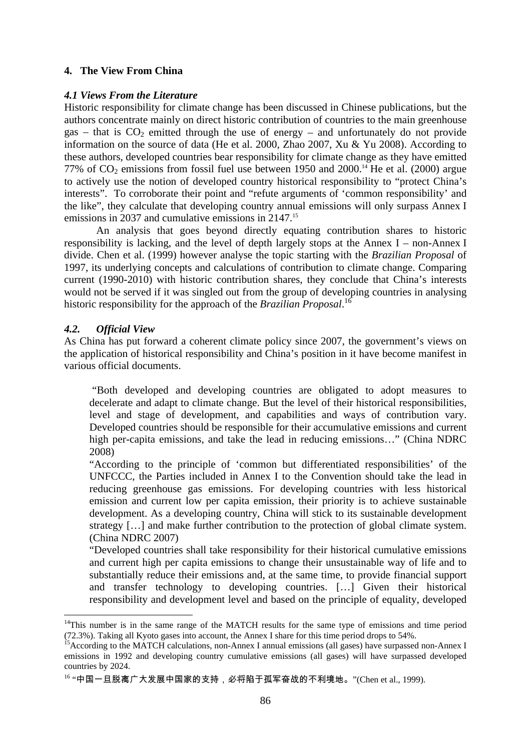## 4. The View From China

### *4.1 Views From the Literature*

Historic responsibility for climate change has been discussed in Chinese publications, but the authors concentrate mainly on direct historic contribution of countries to the main greenhouse gas – that is $CO_2$ emitted through the use of energy – and unfortunately do not provide information on the source of data (He et al. 2000, Zhao 2007, Xu & Yu 2008). According to these authors, developed countries bear responsibility for climate change as they have emitted 77% of $CO_2$ emissions from fossil fuel use between 1950 and 2000.[14] He et al. (2000) argue to actively use the notion of developed country historical responsibility to "protect China's interests". To corroborate their point and "refute arguments of 'common responsibility' and the like", they calculate that developing country annual emissions will only surpass Annex I emissions in 2037 and cumulative emissions in 2147.[15]

An analysis that goes beyond directly equating contribution shares to historic responsibility is lacking, and the level of depth largely stops at the Annex I – non-Annex I divide. Chen et al. (1999) however analyse the topic starting with the *Brazilian Proposal* of 1997, its underlying concepts and calculations of contribution to climate change. Comparing current (1990-2010) with historic contribution shares, they conclude that China's interests would not be served if it was singled out from the group of developing countries in analysing historic responsibility for the approach of the *Brazilian Proposal*.[16]

### *4.2. Official View*

As China has put forward a coherent climate policy since 2007, the government's views on the application of historical responsibility and China's position in it have become manifest in various official documents.

> "Both developed and developing countries are obligated to adopt measures to decelerate and adapt to climate change. But the level of their historical responsibilities, level and stage of development, and capabilities and ways of contribution vary. Developed countries should be responsible for their accumulative emissions and current high per-capita emissions, and take the lead in reducing emissions…" (China NDRC 2008)
>
> "According to the principle of 'common but differentiated responsibilities' of the UNFCCC, the Parties included in Annex I to the Convention should take the lead in reducing greenhouse gas emissions. For developing countries with less historical emission and current low per capita emission, their priority is to achieve sustainable development. As a developing country, China will stick to its sustainable development strategy […] and make further contribution to the protection of global climate system. (China NDRC 2007)
>
> "Developed countries shall take responsibility for their historical cumulative emissions and current high per capita emissions to change their unsustainable way of life and to substantially reduce their emissions and, at the same time, to provide financial support and transfer technology to developing countries. […] Given their historical responsibility and development level and based on the principle of equality, developed

---

[14] This number is in the same range of the MATCH results for the same type of emissions and time period (72.3%). Taking all Kyoto gases into account, the Annex I share for this time period drops to 54%.

[15] According to the MATCH calculations, non-Annex I annual emissions (all gases) have surpassed non-Annex I emissions in 1992 and developing country cumulative emissions (all gases) will have surpassed developed countries by 2024.

[16] "中国一旦脱离广大发展中国家的支持，必将陷于孤军奋战的不利境地。"(Chen et al., 1999).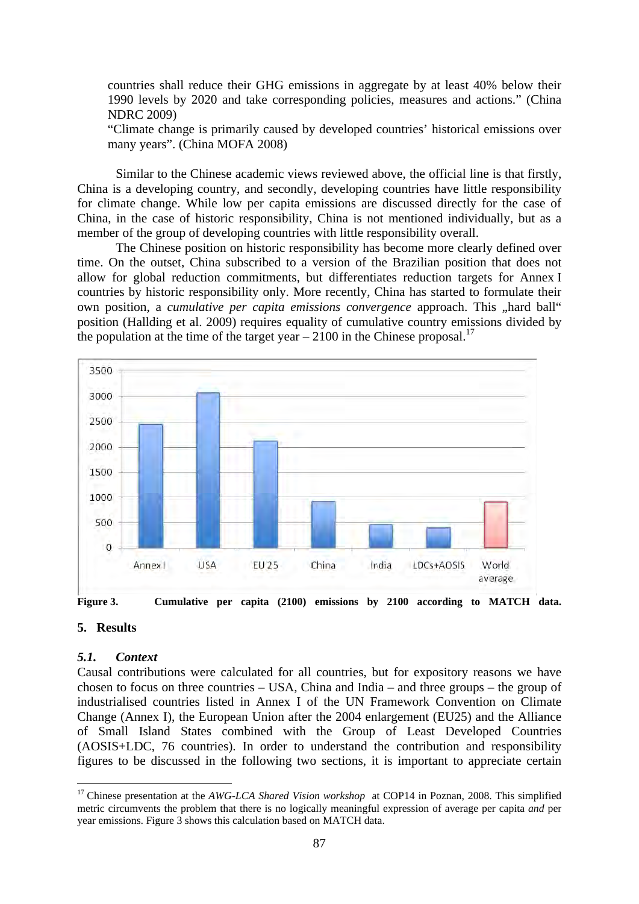countries shall reduce their GHG emissions in aggregate by at least 40% below their 1990 levels by 2020 and take corresponding policies, measures and actions." (China NDRC 2009)

"Climate change is primarily caused by developed countries' historical emissions over many years". (China MOFA 2008)

Similar to the Chinese academic views reviewed above, the official line is that firstly, China is a developing country, and secondly, developing countries have little responsibility for climate change. While low per capita emissions are discussed directly for the case of China, in the case of historic responsibility, China is not mentioned individually, but as a member of the group of developing countries with little responsibility overall.

The Chinese position on historic responsibility has become more clearly defined over time. On the outset, China subscribed to a version of the Brazilian position that does not allow for global reduction commitments, but differentiates reduction targets for Annex I countries by historic responsibility only. More recently, China has started to formulate their own position, a *cumulative per capita emissions convergence* approach. This „hard ball" position (Hallding et al. 2009) requires equality of cumulative country emissions divided by the population at the time of the target year – 2100 in the Chinese proposal.[17]

**Figure 3. Cumulative per capita (2100) emissions by 2100 according to MATCH data.**

## 5. Results

### *5.1. Context*

Causal contributions were calculated for all countries, but for expository reasons we have chosen to focus on three countries – USA, China and India – and three groups – the group of industrialised countries listed in Annex I of the UN Framework Convention on Climate Change (Annex I), the European Union after the 2004 enlargement (EU25) and the Alliance of Small Island States combined with the Group of Least Developed Countries (AOSIS+LDC, 76 countries). In order to understand the contribution and responsibility figures to be discussed in the following two sections, it is important to appreciate certain

---

[17] Chinese presentation at the *AWG-LCA Shared Vision workshop* at COP14 in Poznan, 2008. This simplified metric circumvents the problem that there is no logically meaningful expression of average per capita *and* per year emissions. Figure 3 shows this calculation based on MATCH data.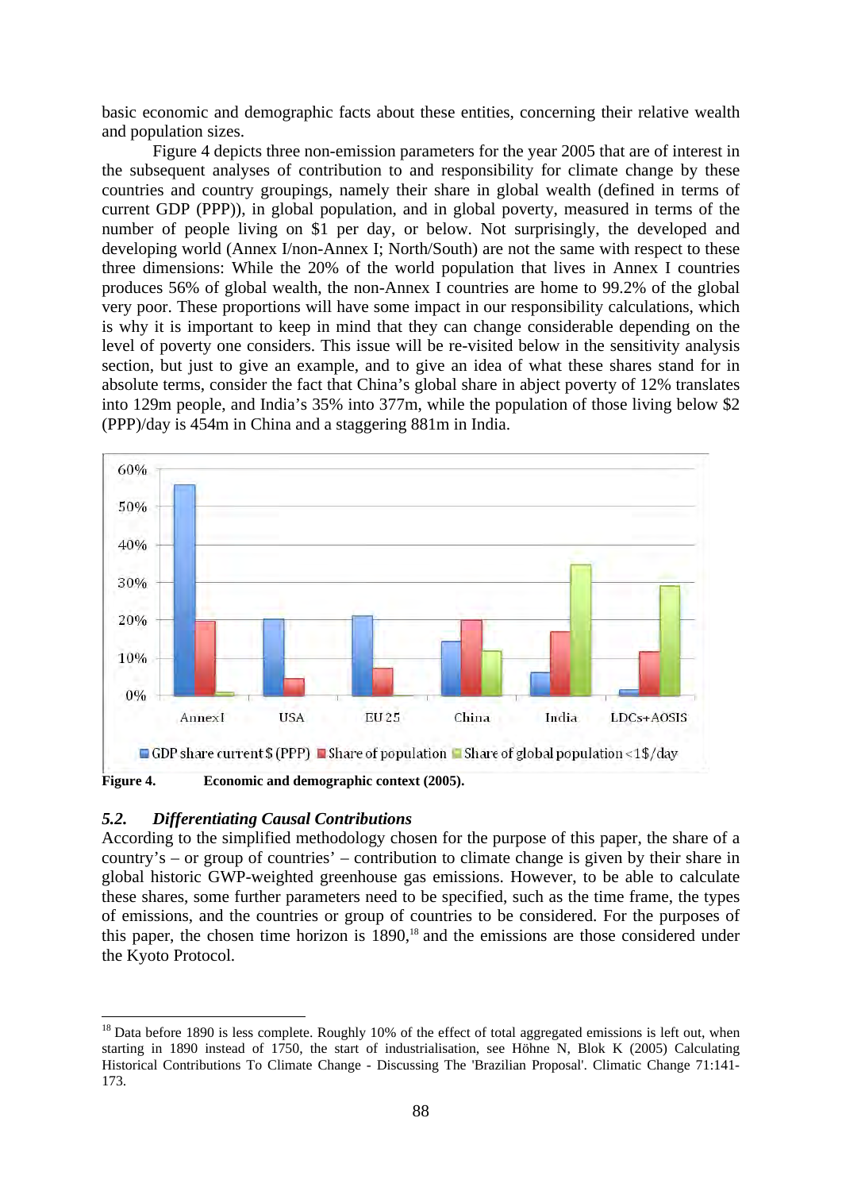basic economic and demographic facts about these entities, concerning their relative wealth and population sizes.

Figure 4 depicts three non-emission parameters for the year 2005 that are of interest in the subsequent analyses of contribution to and responsibility for climate change by these countries and country groupings, namely their share in global wealth (defined in terms of current GDP (PPP)), in global population, and in global poverty, measured in terms of the number of people living on $1 per day, or below. Not surprisingly, the developed and developing world (Annex I/non-Annex I; North/South) are not the same with respect to these three dimensions: While the 20% of the world population that lives in Annex I countries produces 56% of global wealth, the non-Annex I countries are home to 99.2% of the global very poor. These proportions will have some impact in our responsibility calculations, which is why it is important to keep in mind that they can change considerable depending on the level of poverty one considers. This issue will be re-visited below in the sensitivity analysis section, but just to give an example, and to give an idea of what these shares stand for in absolute terms, consider the fact that China's global share in abject poverty of 12% translates into 129m people, and India's 35% into 377m, while the population of those living below $2 (PPP)/day is 454m in China and a staggering 881m in India.

**Figure 4.** **Economic and demographic context (2005).**

## 5.2. *Differentiating Causal Contributions*

According to the simplified methodology chosen for the purpose of this paper, the share of a country's – or group of countries' – contribution to climate change is given by their share in global historic GWP-weighted greenhouse gas emissions. However, to be able to calculate these shares, some further parameters need to be specified, such as the time frame, the types of emissions, and the countries or group of countries to be considered. For the purposes of this paper, the chosen time horizon is 1890,[18] and the emissions are those considered under the Kyoto Protocol.

[18] Data before 1890 is less complete. Roughly 10% of the effect of total aggregated emissions is left out, when starting in 1890 instead of 1750, the start of industrialisation, see Höhne N, Blok K (2005) Calculating Historical Contributions To Climate Change - Discussing The 'Brazilian Proposal'. Climatic Change 71:141-173.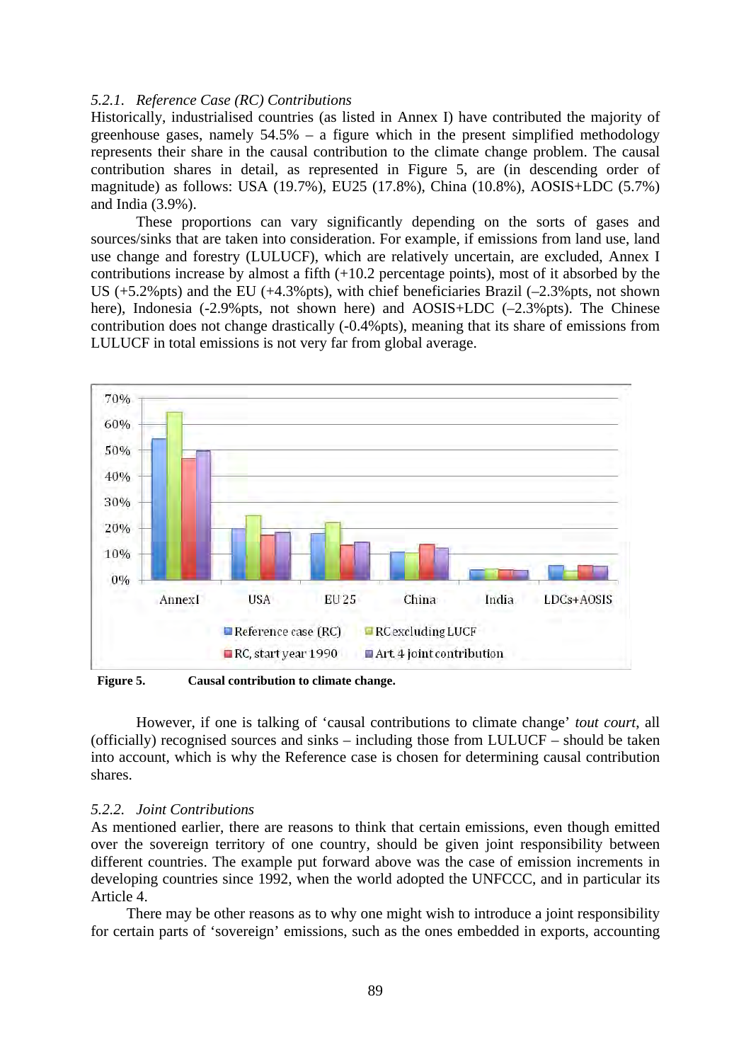*5.2.1. Reference Case (RC) Contributions*

Historically, industrialised countries (as listed in Annex I) have contributed the majority of greenhouse gases, namely 54.5% – a figure which in the present simplified methodology represents their share in the causal contribution to the climate change problem. The causal contribution shares in detail, as represented in Figure 5, are (in descending order of magnitude) as follows: USA (19.7%), EU25 (17.8%), China (10.8%), AOSIS+LDC (5.7%) and India (3.9%).

These proportions can vary significantly depending on the sorts of gases and sources/sinks that are taken into consideration. For example, if emissions from land use, land use change and forestry (LULUCF), which are relatively uncertain, are excluded, Annex I contributions increase by almost a fifth (+10.2 percentage points), most of it absorbed by the US (+5.2%pts) and the EU (+4.3%pts), with chief beneficiaries Brazil (–2.3%pts, not shown here), Indonesia (-2.9%pts, not shown here) and AOSIS+LDC (–2.3%pts). The Chinese contribution does not change drastically (-0.4%pts), meaning that its share of emissions from LULUCF in total emissions is not very far from global average.

**Figure 5.** **Causal contribution to climate change.**

However, if one is talking of 'causal contributions to climate change' *tout court*, all (officially) recognised sources and sinks – including those from LULUCF – should be taken into account, which is why the Reference case is chosen for determining causal contribution shares.

*5.2.2. Joint Contributions*

As mentioned earlier, there are reasons to think that certain emissions, even though emitted over the sovereign territory of one country, should be given joint responsibility between different countries. The example put forward above was the case of emission increments in developing countries since 1992, when the world adopted the UNFCCC, and in particular its Article 4.

There may be other reasons as to why one might wish to introduce a joint responsibility for certain parts of 'sovereign' emissions, such as the ones embedded in exports, accounting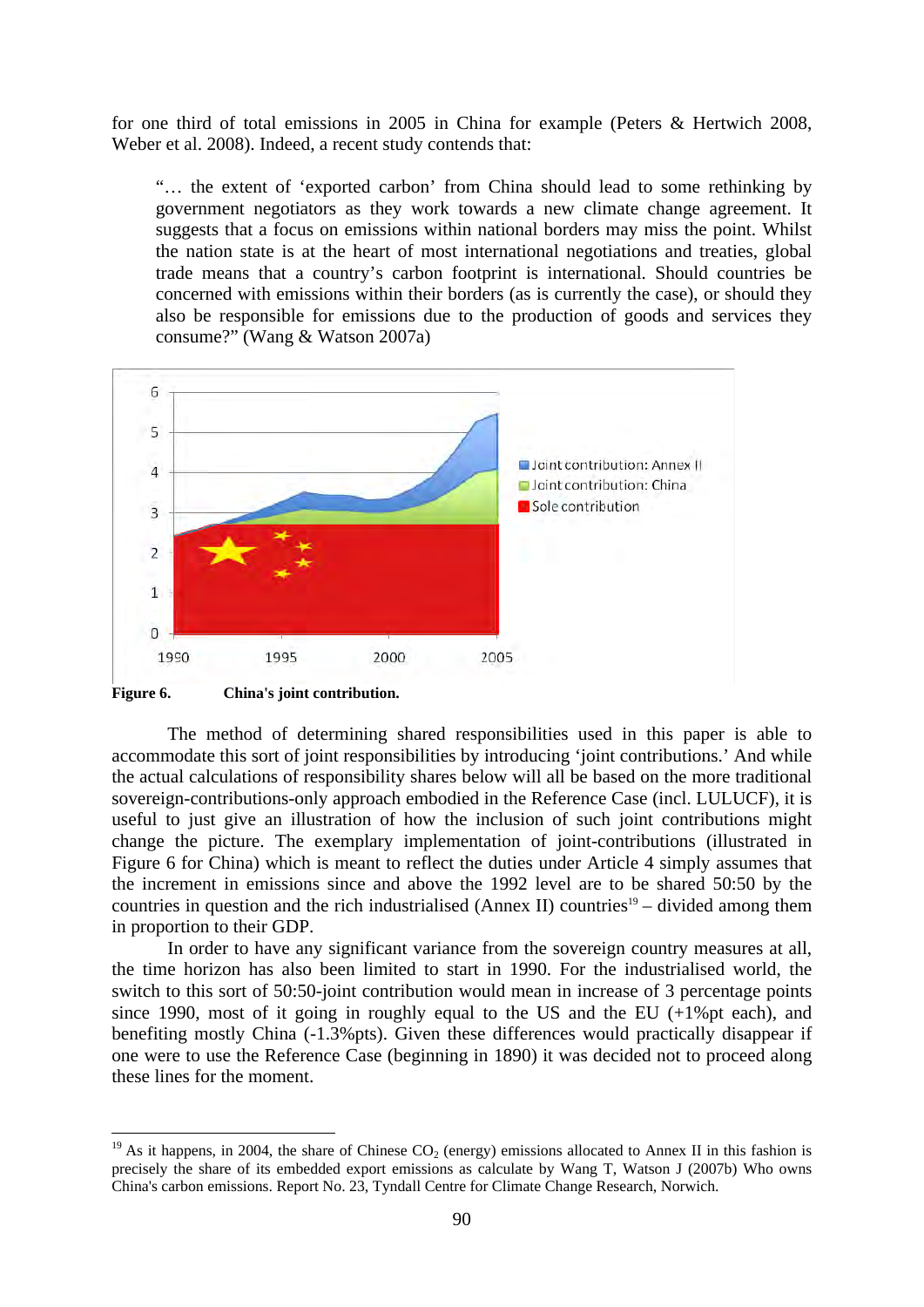for one third of total emissions in 2005 in China for example (Peters & Hertwich 2008, Weber et al. 2008). Indeed, a recent study contends that:

> "… the extent of 'exported carbon' from China should lead to some rethinking by government negotiators as they work towards a new climate change agreement. It suggests that a focus on emissions within national borders may miss the point. Whilst the nation state is at the heart of most international negotiations and treaties, global trade means that a country's carbon footprint is international. Should countries be concerned with emissions within their borders (as is currently the case), or should they also be responsible for emissions due to the production of goods and services they consume?" (Wang & Watson 2007a)

**Figure 6.** **China's joint contribution.**

The method of determining shared responsibilities used in this paper is able to accommodate this sort of joint responsibilities by introducing 'joint contributions.' And while the actual calculations of responsibility shares below will all be based on the more traditional sovereign-contributions-only approach embodied in the Reference Case (incl. LULUCF), it is useful to just give an illustration of how the inclusion of such joint contributions might change the picture. The exemplary implementation of joint-contributions (illustrated in Figure 6 for China) which is meant to reflect the duties under Article 4 simply assumes that the increment in emissions since and above the 1992 level are to be shared 50:50 by the countries in question and the rich industrialised (Annex II) countries[19] – divided among them in proportion to their GDP.

In order to have any significant variance from the sovereign country measures at all, the time horizon has also been limited to start in 1990. For the industrialised world, the switch to this sort of 50:50-joint contribution would mean in increase of 3 percentage points since 1990, most of it going in roughly equal to the US and the EU (+1%pt each), and benefiting mostly China (-1.3%pts). Given these differences would practically disappear if one were to use the Reference Case (beginning in 1890) it was decided not to proceed along these lines for the moment.

---

[19] As it happens, in 2004, the share of Chinese $CO_2$ (energy) emissions allocated to Annex II in this fashion is precisely the share of its embedded export emissions as calculate by Wang T, Watson J (2007b) Who owns China's carbon emissions. Report No. 23, Tyndall Centre for Climate Change Research, Norwich.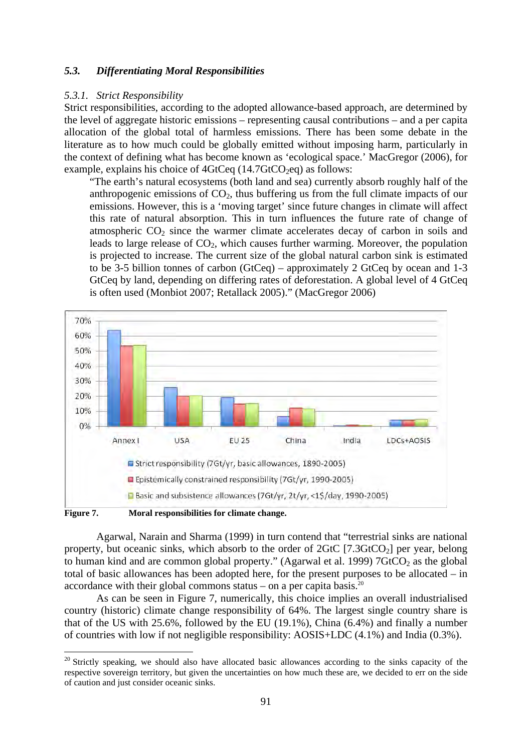### *5.3. Differentiating Moral Responsibilities*

*5.3.1. Strict Responsibility*

Strict responsibilities, according to the adopted allowance-based approach, are determined by the level of aggregate historic emissions – representing causal contributions – and a per capita allocation of the global total of harmless emissions. There has been some debate in the literature as to how much could be globally emitted without imposing harm, particularly in the context of defining what has become known as 'ecological space.' MacGregor (2006), for example, explains his choice of 4GtCeq (14.7Gt$CO_2$eq) as follows:

> "The earth's natural ecosystems (both land and sea) currently absorb roughly half of the anthropogenic emissions of $CO_2$, thus buffering us from the full climate impacts of our emissions. However, this is a 'moving target' since future changes in climate will affect this rate of natural absorption. This in turn influences the future rate of change of atmospheric $CO_2$ since the warmer climate accelerates decay of carbon in soils and leads to large release of $CO_2$, which causes further warming. Moreover, the population is projected to increase. The current size of the global natural carbon sink is estimated to be 3-5 billion tonnes of carbon (GtCeq) – approximately 2 GtCeq by ocean and 1-3 GtCeq by land, depending on differing rates of deforestation. A global level of 4 GtCeq is often used (Monbiot 2007; Retallack 2005)." (MacGregor 2006)

**Figure 7. Moral responsibilities for climate change.**

Agarwal, Narain and Sharma (1999) in turn contend that "terrestrial sinks are national property, but oceanic sinks, which absorb to the order of 2GtC [7.3Gt$CO_2$] per year, belong to human kind and are common global property." (Agarwal et al. 1999) 7Gt$CO_2$ as the global total of basic allowances has been adopted here, for the present purposes to be allocated – in accordance with their global commons status – on a per capita basis.[20]

As can be seen in Figure 7, numerically, this choice implies an overall industrialised country (historic) climate change responsibility of 64%. The largest single country share is that of the US with 25.6%, followed by the EU (19.1%), China (6.4%) and finally a number of countries with low if not negligible responsibility: AOSIS+LDC (4.1%) and India (0.3%).

[20] Strictly speaking, we should also have allocated basic allowances according to the sinks capacity of the respective sovereign territory, but given the uncertainties on how much these are, we decided to err on the side of caution and just consider oceanic sinks.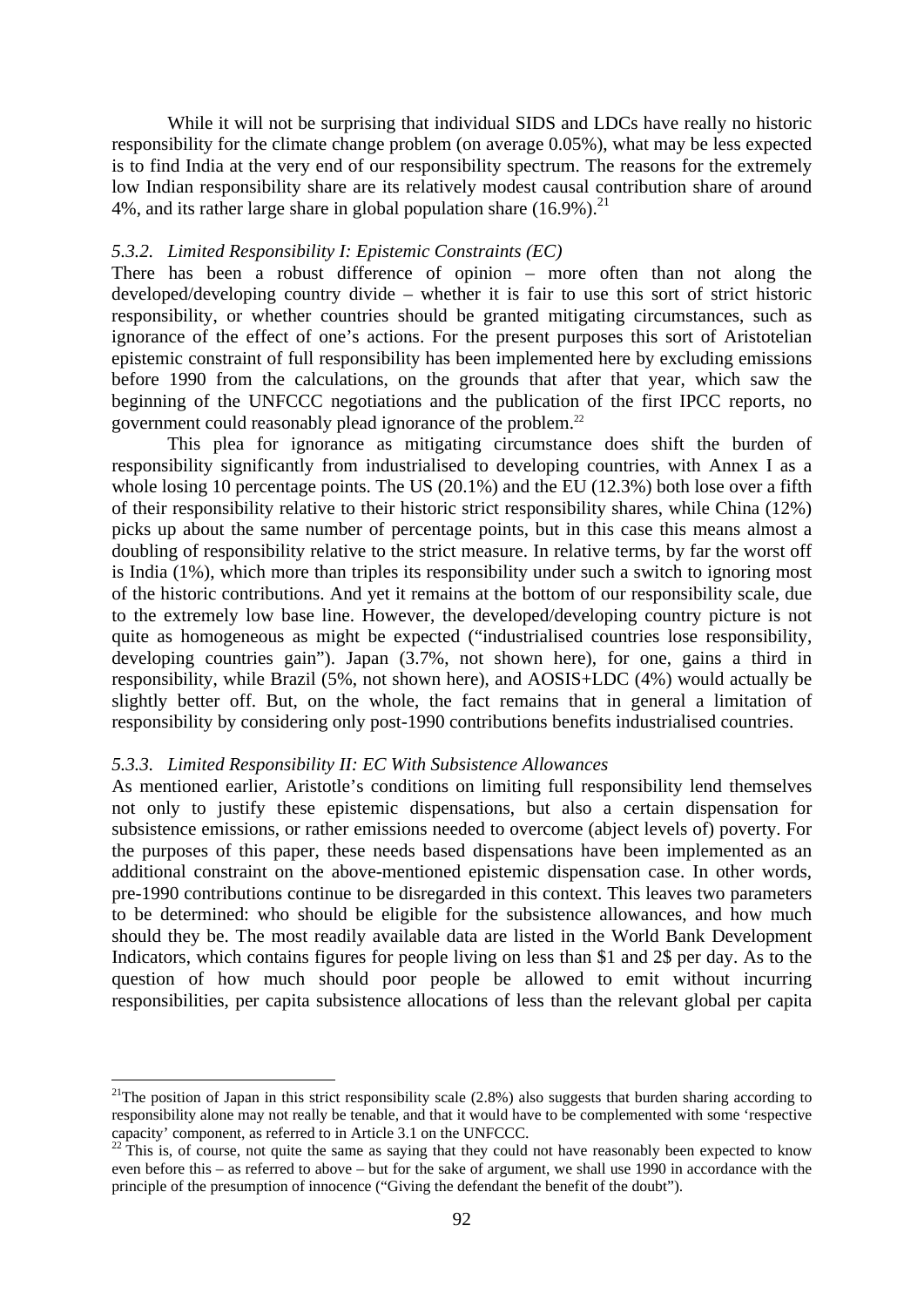While it will not be surprising that individual SIDS and LDCs have really no historic responsibility for the climate change problem (on average 0.05%), what may be less expected is to find India at the very end of our responsibility spectrum. The reasons for the extremely low Indian responsibility share are its relatively modest causal contribution share of around 4%, and its rather large share in global population share (16.9%).[21]

### 5.3.2. *Limited Responsibility I: Epistemic Constraints (EC)*

There has been a robust difference of opinion – more often than not along the developed/developing country divide – whether it is fair to use this sort of strict historic responsibility, or whether countries should be granted mitigating circumstances, such as ignorance of the effect of one's actions. For the present purposes this sort of Aristotelian epistemic constraint of full responsibility has been implemented here by excluding emissions before 1990 from the calculations, on the grounds that after that year, which saw the beginning of the UNFCCC negotiations and the publication of the first IPCC reports, no government could reasonably plead ignorance of the problem.[22]

This plea for ignorance as mitigating circumstance does shift the burden of responsibility significantly from industrialised to developing countries, with Annex I as a whole losing 10 percentage points. The US (20.1%) and the EU (12.3%) both lose over a fifth of their responsibility relative to their historic strict responsibility shares, while China (12%) picks up about the same number of percentage points, but in this case this means almost a doubling of responsibility relative to the strict measure. In relative terms, by far the worst off is India (1%), which more than triples its responsibility under such a switch to ignoring most of the historic contributions. And yet it remains at the bottom of our responsibility scale, due to the extremely low base line. However, the developed/developing country picture is not quite as homogeneous as might be expected ("industrialised countries lose responsibility, developing countries gain"). Japan (3.7%, not shown here), for one, gains a third in responsibility, while Brazil (5%, not shown here), and AOSIS+LDC (4%) would actually be slightly better off. But, on the whole, the fact remains that in general a limitation of responsibility by considering only post-1990 contributions benefits industrialised countries.

### 5.3.3. *Limited Responsibility II: EC With Subsistence Allowances*

As mentioned earlier, Aristotle's conditions on limiting full responsibility lend themselves not only to justify these epistemic dispensations, but also a certain dispensation for subsistence emissions, or rather emissions needed to overcome (abject levels of) poverty. For the purposes of this paper, these needs based dispensations have been implemented as an additional constraint on the above-mentioned epistemic dispensation case. In other words, pre-1990 contributions continue to be disregarded in this context. This leaves two parameters to be determined: who should be eligible for the subsistence allowances, and how much should they be. The most readily available data are listed in the World Bank Development Indicators, which contains figures for people living on less than \$1 and 2\$ per day. As to the question of how much should poor people be allowed to emit without incurring responsibilities, per capita subsistence allocations of less than the relevant global per capita

---

[21] The position of Japan in this strict responsibility scale (2.8%) also suggests that burden sharing according to responsibility alone may not really be tenable, and that it would have to be complemented with some 'respective capacity' component, as referred to in Article 3.1 on the UNFCCC.

[22] This is, of course, not quite the same as saying that they could not have reasonably been expected to know even before this – as referred to above – but for the sake of argument, we shall use 1990 in accordance with the principle of the presumption of innocence ("Giving the defendant the benefit of the doubt").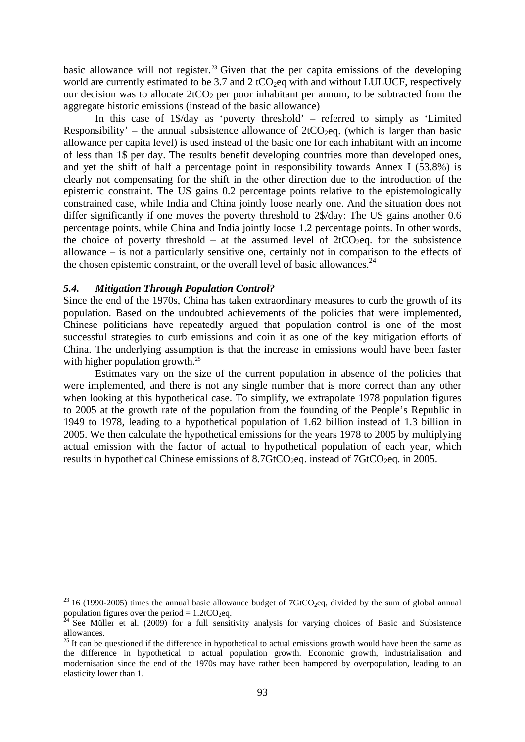basic allowance will not register.[23] Given that the per capita emissions of the developing world are currently estimated to be 3.7 and 2 $tCO_2eq$ with and without LULUCF, respectively our decision was to allocate $2tCO_2$ per poor inhabitant per annum, to be subtracted from the aggregate historic emissions (instead of the basic allowance)

In this case of 1$/day as 'poverty threshold' – referred to simply as 'Limited Responsibility' – the annual subsistence allowance of $2tCO_2eq$. (which is larger than basic allowance per capita level) is used instead of the basic one for each inhabitant with an income of less than 1$ per day. The results benefit developing countries more than developed ones, and yet the shift of half a percentage point in responsibility towards Annex I (53.8%) is clearly not compensating for the shift in the other direction due to the introduction of the epistemic constraint. The US gains 0.2 percentage points relative to the epistemologically constrained case, while India and China jointly loose nearly one. And the situation does not differ significantly if one moves the poverty threshold to 2$/day: The US gains another 0.6 percentage points, while China and India jointly loose 1.2 percentage points. In other words, the choice of poverty threshold – at the assumed level of $2tCO_2eq$. for the subsistence allowance – is not a particularly sensitive one, certainly not in comparison to the effects of the chosen epistemic constraint, or the overall level of basic allowances.[24]

### *5.4. Mitigation Through Population Control?*

Since the end of the 1970s, China has taken extraordinary measures to curb the growth of its population. Based on the undoubted achievements of the policies that were implemented, Chinese politicians have repeatedly argued that population control is one of the most successful strategies to curb emissions and coin it as one of the key mitigation efforts of China. The underlying assumption is that the increase in emissions would have been faster with higher population growth.[25]

Estimates vary on the size of the current population in absence of the policies that were implemented, and there is not any single number that is more correct than any other when looking at this hypothetical case. To simplify, we extrapolate 1978 population figures to 2005 at the growth rate of the population from the founding of the People's Republic in 1949 to 1978, leading to a hypothetical population of 1.62 billion instead of 1.3 billion in 2005. We then calculate the hypothetical emissions for the years 1978 to 2005 by multiplying actual emission with the factor of actual to hypothetical population of each year, which results in hypothetical Chinese emissions of $8.7GtCO_2eq$. instead of $7GtCO_2eq$. in 2005.

---

[23] 16 (1990-2005) times the annual basic allowance budget of $7GtCO_2eq$, divided by the sum of global annual population figures over the period = $1.2tCO_2eq$.

[24] See Müller et al. (2009) for a full sensitivity analysis for varying choices of Basic and Subsistence allowances.

[25] It can be questioned if the difference in hypothetical to actual emissions growth would have been the same as the difference in hypothetical to actual population growth. Economic growth, industrialisation and modernisation since the end of the 1970s may have rather been hampered by overpopulation, leading to an elasticity lower than 1.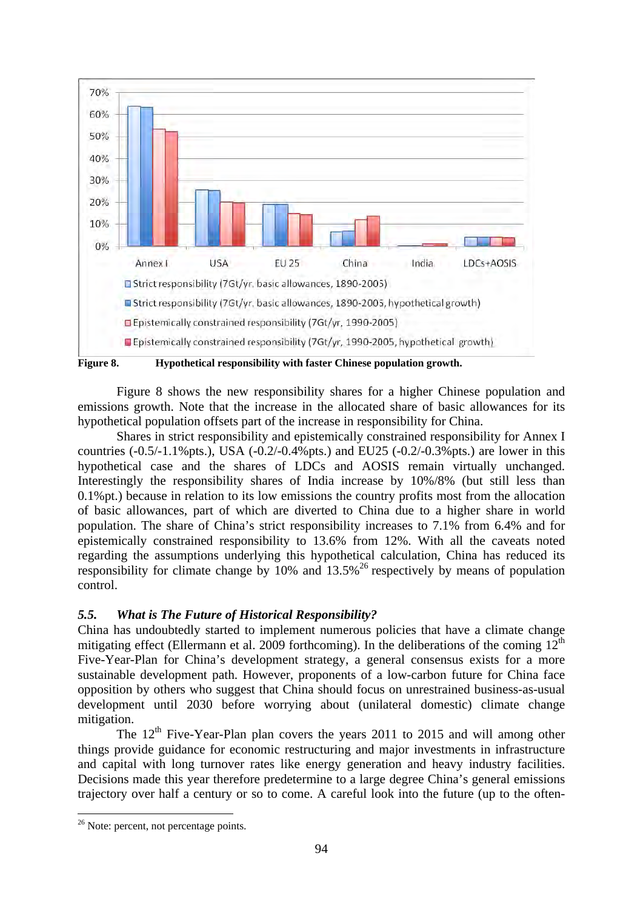Figure 8. Hypothetical responsibility with faster Chinese population growth.

Figure 8 shows the new responsibility shares for a higher Chinese population and emissions growth. Note that the increase in the allocated share of basic allowances for its hypothetical population offsets part of the increase in responsibility for China.

Shares in strict responsibility and epistemically constrained responsibility for Annex I countries (-0.5/-1.1%pts.), USA (-0.2/-0.4%pts.) and EU25 (-0.2/-0.3%pts.) are lower in this hypothetical case and the shares of LDCs and AOSIS remain virtually unchanged. Interestingly the responsibility shares of India increase by 10%/8% (but still less than 0.1%pt.) because in relation to its low emissions the country profits most from the allocation of basic allowances, part of which are diverted to China due to a higher share in world population. The share of China's strict responsibility increases to 7.1% from 6.4% and for epistemically constrained responsibility to 13.6% from 12%. With all the caveats noted regarding the assumptions underlying this hypothetical calculation, China has reduced its responsibility for climate change by 10% and 13.5%[26] respectively by means of population control.

### *5.5. What is The Future of Historical Responsibility?*

China has undoubtedly started to implement numerous policies that have a climate change mitigating effect (Ellermann et al. 2009 forthcoming). In the deliberations of the coming 12th Five-Year-Plan for China's development strategy, a general consensus exists for a more sustainable development path. However, proponents of a low-carbon future for China face opposition by others who suggest that China should focus on unrestrained business-as-usual development until 2030 before worrying about (unilateral domestic) climate change mitigation.

The 12th Five-Year-Plan plan covers the years 2011 to 2015 and will among other things provide guidance for economic restructuring and major investments in infrastructure and capital with long turnover rates like energy generation and heavy industry facilities. Decisions made this year therefore predetermine to a large degree China's general emissions trajectory over half a century or so to come. A careful look into the future (up to the often-

[26] Note: percent, not percentage points.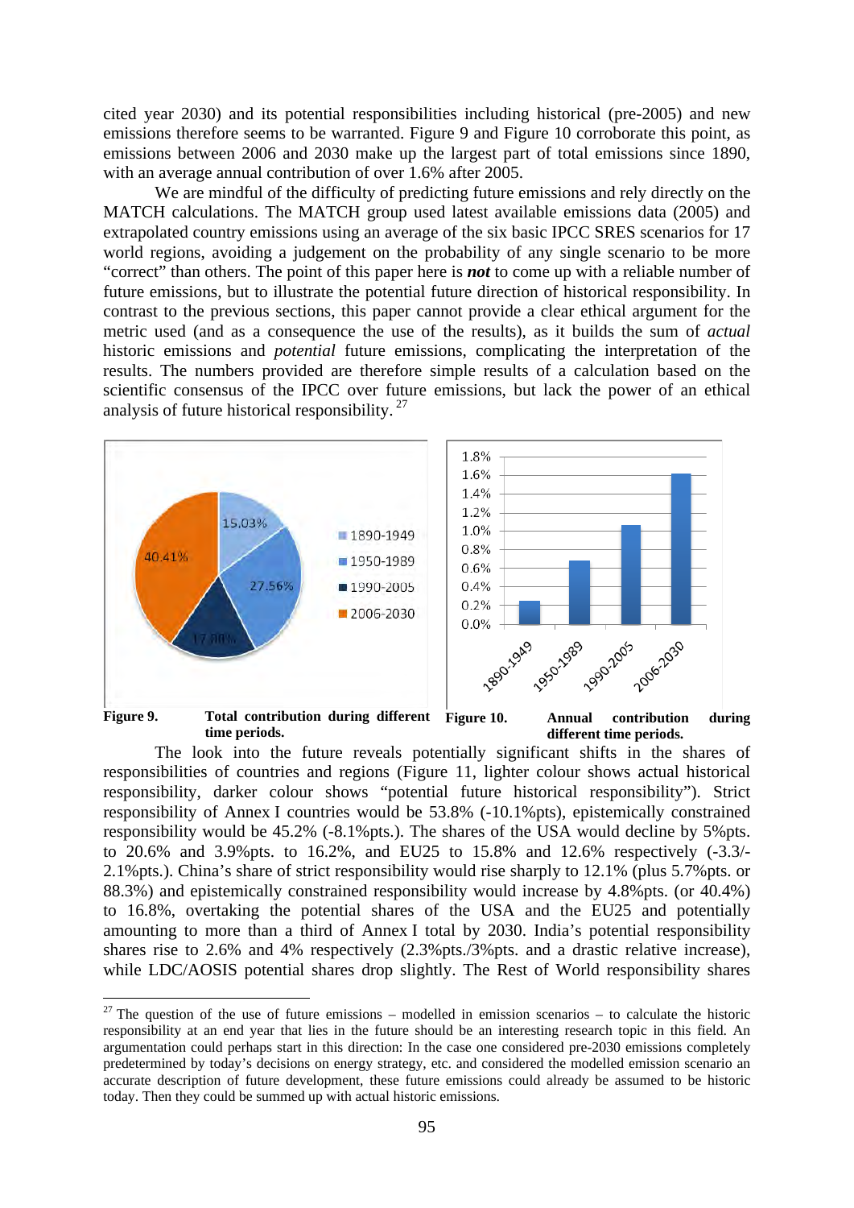cited year 2030) and its potential responsibilities including historical (pre-2005) and new emissions therefore seems to be warranted. Figure 9 and Figure 10 corroborate this point, as emissions between 2006 and 2030 make up the largest part of total emissions since 1890, with an average annual contribution of over 1.6% after 2005.

We are mindful of the difficulty of predicting future emissions and rely directly on the MATCH calculations. The MATCH group used latest available emissions data (2005) and extrapolated country emissions using an average of the six basic IPCC SRES scenarios for 17 world regions, avoiding a judgement on the probability of any single scenario to be more "correct" than others. The point of this paper here is ***not*** to come up with a reliable number of future emissions, but to illustrate the potential future direction of historical responsibility. In contrast to the previous sections, this paper cannot provide a clear ethical argument for the metric used (and as a consequence the use of the results), as it builds the sum of *actual* historic emissions and *potential* future emissions, complicating the interpretation of the results. The numbers provided are therefore simple results of a calculation based on the scientific consensus of the IPCC over future emissions, but lack the power of an ethical analysis of future historical responsibility. [27]

**Figure 9.** **Total contribution during different time periods.**

**Figure 10.** **Annual contribution during different time periods.**

The look into the future reveals potentially significant shifts in the shares of responsibilities of countries and regions (Figure 11, lighter colour shows actual historical responsibility, darker colour shows "potential future historical responsibility"). Strict responsibility of Annex I countries would be 53.8% (-10.1%pts), epistemically constrained responsibility would be 45.2% (-8.1%pts.). The shares of the USA would decline by 5%pts. to 20.6% and 3.9%pts. to 16.2%, and EU25 to 15.8% and 12.6% respectively (-3.3/-2.1%pts.). China's share of strict responsibility would rise sharply to 12.1% (plus 5.7%pts. or 88.3%) and epistemically constrained responsibility would increase by 4.8%pts. (or 40.4%) to 16.8%, overtaking the potential shares of the USA and the EU25 and potentially amounting to more than a third of Annex I total by 2030. India's potential responsibility shares rise to 2.6% and 4% respectively (2.3%pts./3%pts. and a drastic relative increase), while LDC/AOSIS potential shares drop slightly. The Rest of World responsibility shares

[27] The question of the use of future emissions – modelled in emission scenarios – to calculate the historic responsibility at an end year that lies in the future should be an interesting research topic in this field. An argumentation could perhaps start in this direction: In the case one considered pre-2030 emissions completely predetermined by today's decisions on energy strategy, etc. and considered the modelled emission scenario an accurate description of future development, these future emissions could already be assumed to be historic today. Then they could be summed up with actual historic emissions.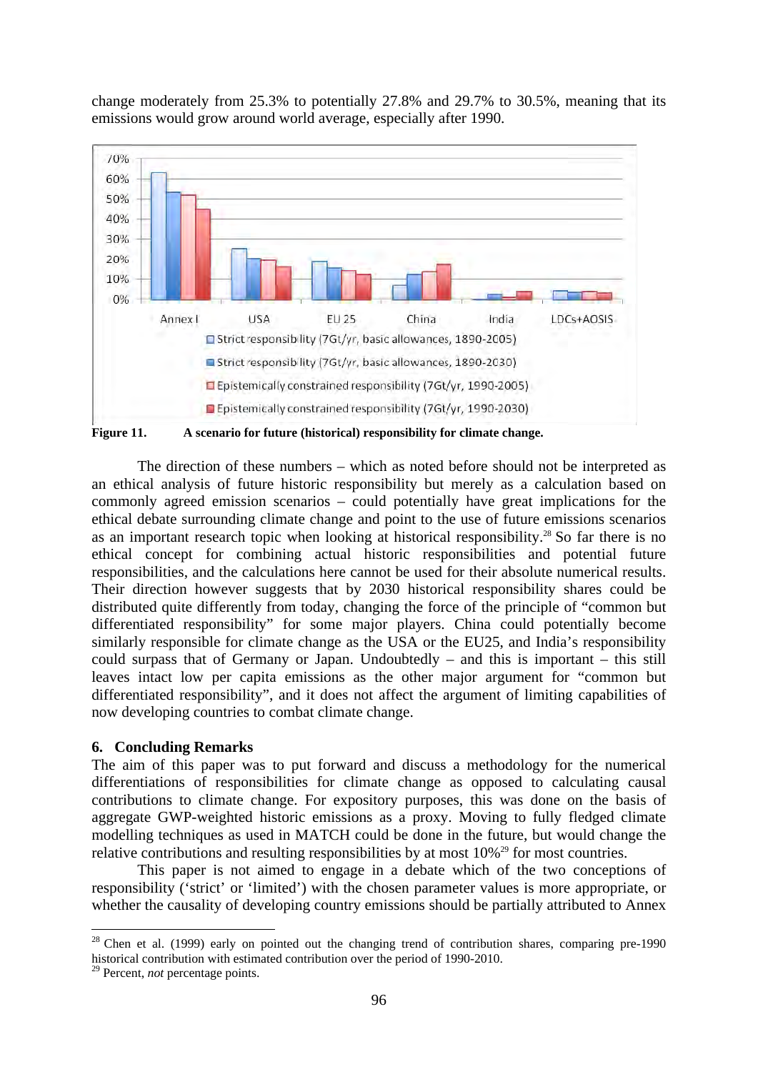change moderately from 25.3% to potentially 27.8% and 29.7% to 30.5%, meaning that its emissions would grow around world average, especially after 1990.

**Figure 11.** **A scenario for future (historical) responsibility for climate change.**

The direction of these numbers – which as noted before should not be interpreted as an ethical analysis of future historic responsibility but merely as a calculation based on commonly agreed emission scenarios – could potentially have great implications for the ethical debate surrounding climate change and point to the use of future emissions scenarios as an important research topic when looking at historical responsibility.[28] So far there is no ethical concept for combining actual historic responsibilities and potential future responsibilities, and the calculations here cannot be used for their absolute numerical results. Their direction however suggests that by 2030 historical responsibility shares could be distributed quite differently from today, changing the force of the principle of "common but differentiated responsibility" for some major players. China could potentially become similarly responsible for climate change as the USA or the EU25, and India's responsibility could surpass that of Germany or Japan. Undoubtedly – and this is important – this still leaves intact low per capita emissions as the other major argument for "common but differentiated responsibility", and it does not affect the argument of limiting capabilities of now developing countries to combat climate change.

## 6. Concluding Remarks

The aim of this paper was to put forward and discuss a methodology for the numerical differentiations of responsibilities for climate change as opposed to calculating causal contributions to climate change. For expository purposes, this was done on the basis of aggregate GWP-weighted historic emissions as a proxy. Moving to fully fledged climate modelling techniques as used in MATCH could be done in the future, but would change the relative contributions and resulting responsibilities by at most 10%[29] for most countries.

This paper is not aimed to engage in a debate which of the two conceptions of responsibility ('strict' or 'limited') with the chosen parameter values is more appropriate, or whether the causality of developing country emissions should be partially attributed to Annex

---

[28] Chen et al. (1999) early on pointed out the changing trend of contribution shares, comparing pre-1990 historical contribution with estimated contribution over the period of 1990-2010.

[29] Percent, *not* percentage points.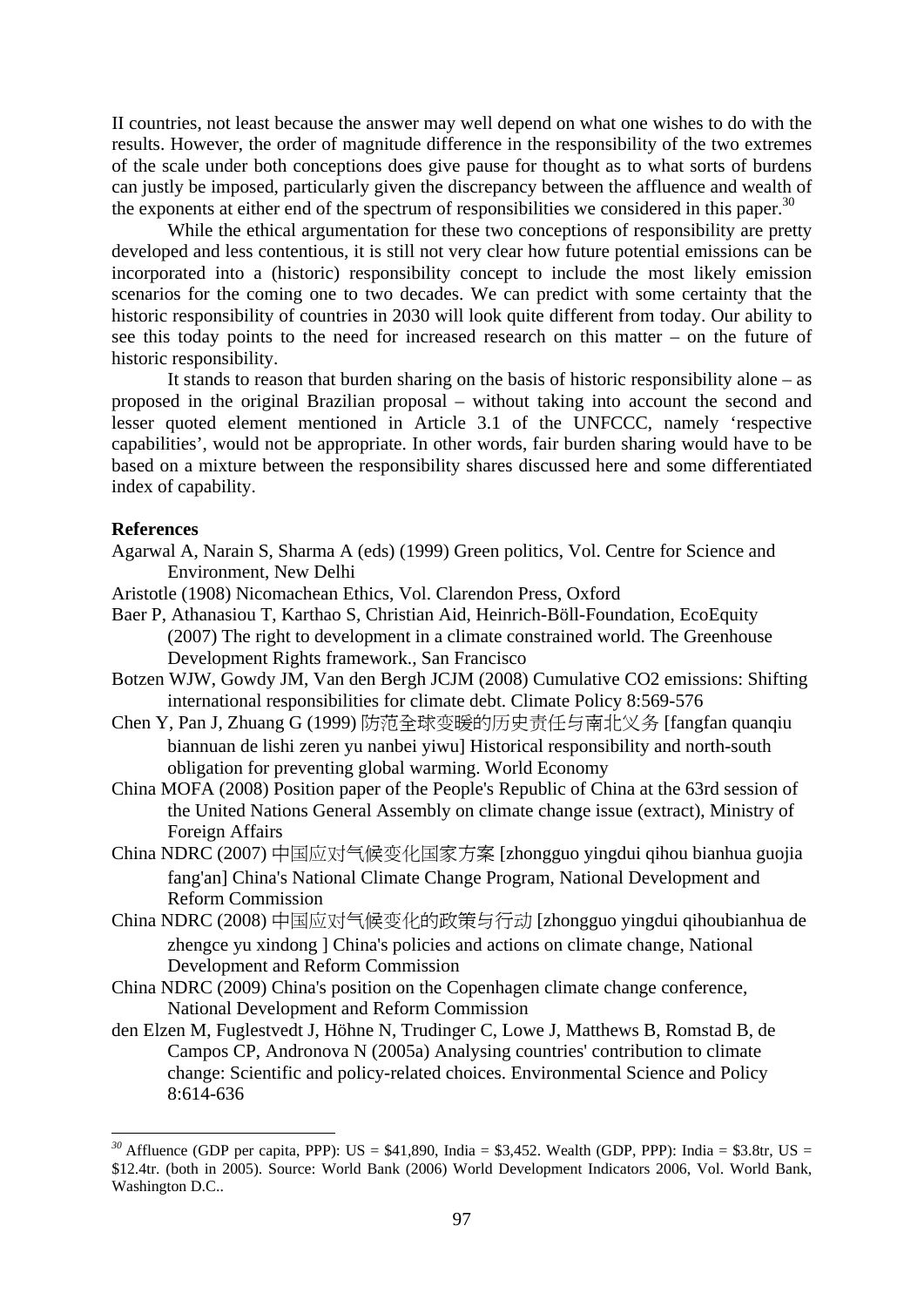II countries, not least because the answer may well depend on what one wishes to do with the results. However, the order of magnitude difference in the responsibility of the two extremes of the scale under both conceptions does give pause for thought as to what sorts of burdens can justly be imposed, particularly given the discrepancy between the affluence and wealth of the exponents at either end of the spectrum of responsibilities we considered in this paper.[30]

While the ethical argumentation for these two conceptions of responsibility are pretty developed and less contentious, it is still not very clear how future potential emissions can be incorporated into a (historic) responsibility concept to include the most likely emission scenarios for the coming one to two decades. We can predict with some certainty that the historic responsibility of countries in 2030 will look quite different from today. Our ability to see this today points to the need for increased research on this matter – on the future of historic responsibility.

It stands to reason that burden sharing on the basis of historic responsibility alone – as proposed in the original Brazilian proposal – without taking into account the second and lesser quoted element mentioned in Article 3.1 of the UNFCCC, namely 'respective capabilities', would not be appropriate. In other words, fair burden sharing would have to be based on a mixture between the responsibility shares discussed here and some differentiated index of capability.

**References**

Agarwal A, Narain S, Sharma A (eds) (1999) Green politics, Vol. Centre for Science and Environment, New Delhi

Aristotle (1908) Nicomachean Ethics, Vol. Clarendon Press, Oxford

Baer P, Athanasiou T, Karthao S, Christian Aid, Heinrich-Böll-Foundation, EcoEquity (2007) The right to development in a climate constrained world. The Greenhouse Development Rights framework., San Francisco

Botzen WJW, Gowdy JM, Van den Bergh JCJM (2008) Cumulative CO2 emissions: Shifting international responsibilities for climate debt. Climate Policy 8:569-576

Chen Y, Pan J, Zhuang G (1999) 防范全球变暖的历史责任与南北义务 [fangfan quanqiu biannuan de lishi zeren yu nanbei yiwu] Historical responsibility and north-south obligation for preventing global warming. World Economy

China MOFA (2008) Position paper of the People's Republic of China at the 63rd session of the United Nations General Assembly on climate change issue (extract), Ministry of Foreign Affairs

China NDRC (2007) 中国应对气候变化国家方案 [zhongguo yingdui qihou bianhua guojia fang'an] China's National Climate Change Program, National Development and Reform Commission

China NDRC (2008) 中国应对气候变化的政策与行动 [zhongguo yingdui qihoubianhua de zhengce yu xindong ] China's policies and actions on climate change, National Development and Reform Commission

China NDRC (2009) China's position on the Copenhagen climate change conference, National Development and Reform Commission

den Elzen M, Fuglestvedt J, Höhne N, Trudinger C, Lowe J, Matthews B, Romstad B, de Campos CP, Andronova N (2005a) Analysing countries' contribution to climate change: Scientific and policy-related choices. Environmental Science and Policy 8:614-636

---

[30] Affluence (GDP per capita, PPP): US = $41,890, India = $3,452. Wealth (GDP, PPP): India = $3.8tr, US = $12.4tr. (both in 2005). Source: World Bank (2006) World Development Indicators 2006, Vol. World Bank, Washington D.C..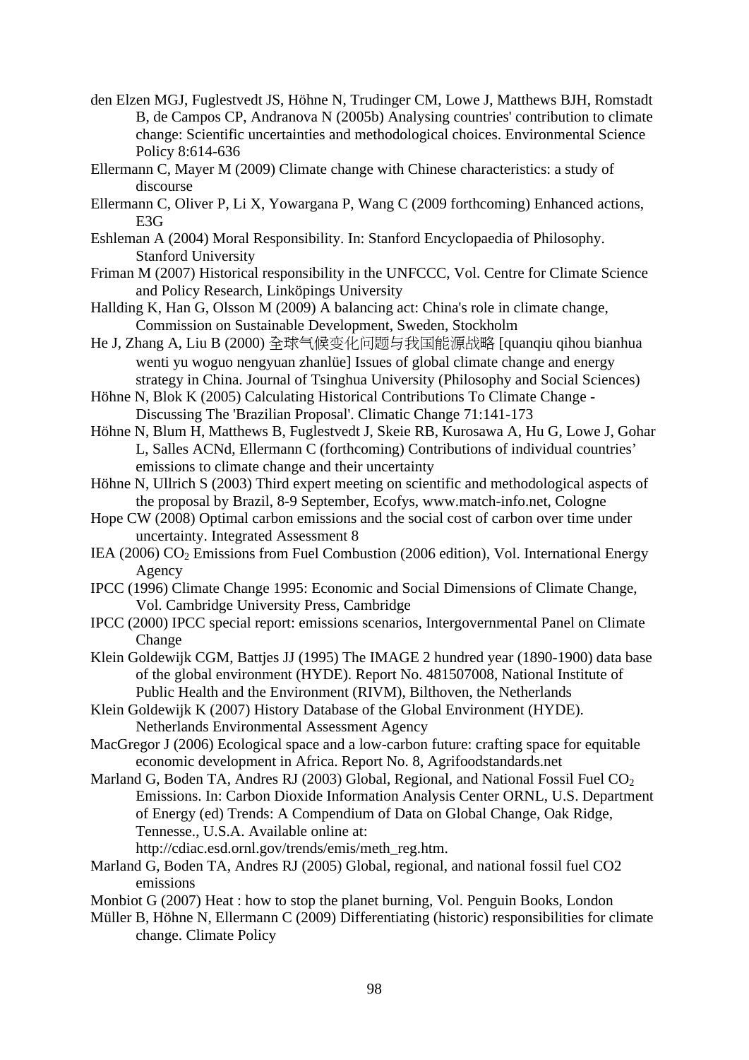den Elzen MGJ, Fuglestvedt JS, Höhne N, Trudinger CM, Lowe J, Matthews BJH, Romstadt B, de Campos CP, Andranova N (2005b) Analysing countries' contribution to climate change: Scientific uncertainties and methodological choices. Environmental Science Policy 8:614-636

Ellermann C, Mayer M (2009) Climate change with Chinese characteristics: a study of discourse

Ellermann C, Oliver P, Li X, Yowargana P, Wang C (2009 forthcoming) Enhanced actions, E3G

Eshleman A (2004) Moral Responsibility. In: Stanford Encyclopaedia of Philosophy. Stanford University

Friman M (2007) Historical responsibility in the UNFCCC, Vol. Centre for Climate Science and Policy Research, Linköpings University

Hallding K, Han G, Olsson M (2009) A balancing act: China's role in climate change, Commission on Sustainable Development, Sweden, Stockholm

He J, Zhang A, Liu B (2000) 全球气候变化问题与我国能源战略 [quanqiu qihou bianhua wenti yu woguo nengyuan zhanlüe] Issues of global climate change and energy strategy in China. Journal of Tsinghua University (Philosophy and Social Sciences)

Höhne N, Blok K (2005) Calculating Historical Contributions To Climate Change - Discussing The 'Brazilian Proposal'. Climatic Change 71:141-173

Höhne N, Blum H, Matthews B, Fuglestvedt J, Skeie RB, Kurosawa A, Hu G, Lowe J, Gohar L, Salles ACNd, Ellermann C (forthcoming) Contributions of individual countries' emissions to climate change and their uncertainty

Höhne N, Ullrich S (2003) Third expert meeting on scientific and methodological aspects of the proposal by Brazil, 8-9 September, Ecofys, www.match-info.net, Cologne

Hope CW (2008) Optimal carbon emissions and the social cost of carbon over time under uncertainty. Integrated Assessment 8

IEA (2006) $CO_2$ Emissions from Fuel Combustion (2006 edition), Vol. International Energy Agency

IPCC (1996) Climate Change 1995: Economic and Social Dimensions of Climate Change, Vol. Cambridge University Press, Cambridge

IPCC (2000) IPCC special report: emissions scenarios, Intergovernmental Panel on Climate Change

Klein Goldewijk CGM, Battjes JJ (1995) The IMAGE 2 hundred year (1890-1900) data base of the global environment (HYDE). Report No. 481507008, National Institute of Public Health and the Environment (RIVM), Bilthoven, the Netherlands

Klein Goldewijk K (2007) History Database of the Global Environment (HYDE). Netherlands Environmental Assessment Agency

MacGregor J (2006) Ecological space and a low-carbon future: crafting space for equitable economic development in Africa. Report No. 8, Agrifoodstandards.net

Marland G, Boden TA, Andres RJ (2003) Global, Regional, and National Fossil Fuel $CO_2$ Emissions. In: Carbon Dioxide Information Analysis Center ORNL, U.S. Department of Energy (ed) Trends: A Compendium of Data on Global Change, Oak Ridge, Tennesse., U.S.A. Available online at: http://cdiac.esd.ornl.gov/trends/emis/meth_reg.htm.

Marland G, Boden TA, Andres RJ (2005) Global, regional, and national fossil fuel CO2 emissions

Monbiot G (2007) Heat : how to stop the planet burning, Vol. Penguin Books, London

Müller B, Höhne N, Ellermann C (2009) Differentiating (historic) responsibilities for climate change. Climate Policy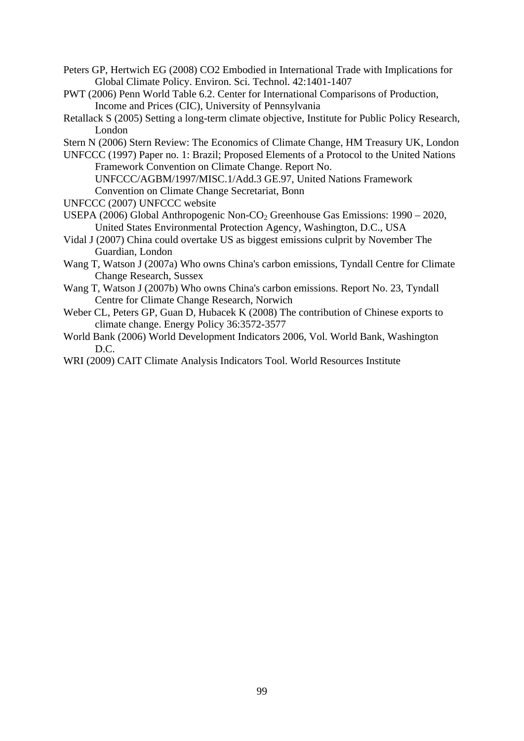Peters GP, Hertwich EG (2008) CO2 Embodied in International Trade with Implications for Global Climate Policy. Environ. Sci. Technol. 42:1401-1407

PWT (2006) Penn World Table 6.2. Center for International Comparisons of Production, Income and Prices (CIC), University of Pennsylvania

Retallack S (2005) Setting a long-term climate objective, Institute for Public Policy Research, London

Stern N (2006) Stern Review: The Economics of Climate Change, HM Treasury UK, London

UNFCCC (1997) Paper no. 1: Brazil; Proposed Elements of a Protocol to the United Nations Framework Convention on Climate Change. Report No. UNFCCC/AGBM/1997/MISC.1/Add.3 GE.97, United Nations Framework Convention on Climate Change Secretariat, Bonn

UNFCCC (2007) UNFCCC website

USEPA (2006) Global Anthropogenic Non-$CO_2$ Greenhouse Gas Emissions: 1990 – 2020, United States Environmental Protection Agency, Washington, D.C., USA

Vidal J (2007) China could overtake US as biggest emissions culprit by November The Guardian, London

Wang T, Watson J (2007a) Who owns China's carbon emissions, Tyndall Centre for Climate Change Research, Sussex

Wang T, Watson J (2007b) Who owns China's carbon emissions. Report No. 23, Tyndall Centre for Climate Change Research, Norwich

Weber CL, Peters GP, Guan D, Hubacek K (2008) The contribution of Chinese exports to climate change. Energy Policy 36:3572-3577

World Bank (2006) World Development Indicators 2006, Vol. World Bank, Washington D.C.

WRI (2009) CAIT Climate Analysis Indicators Tool. World Resources Institute